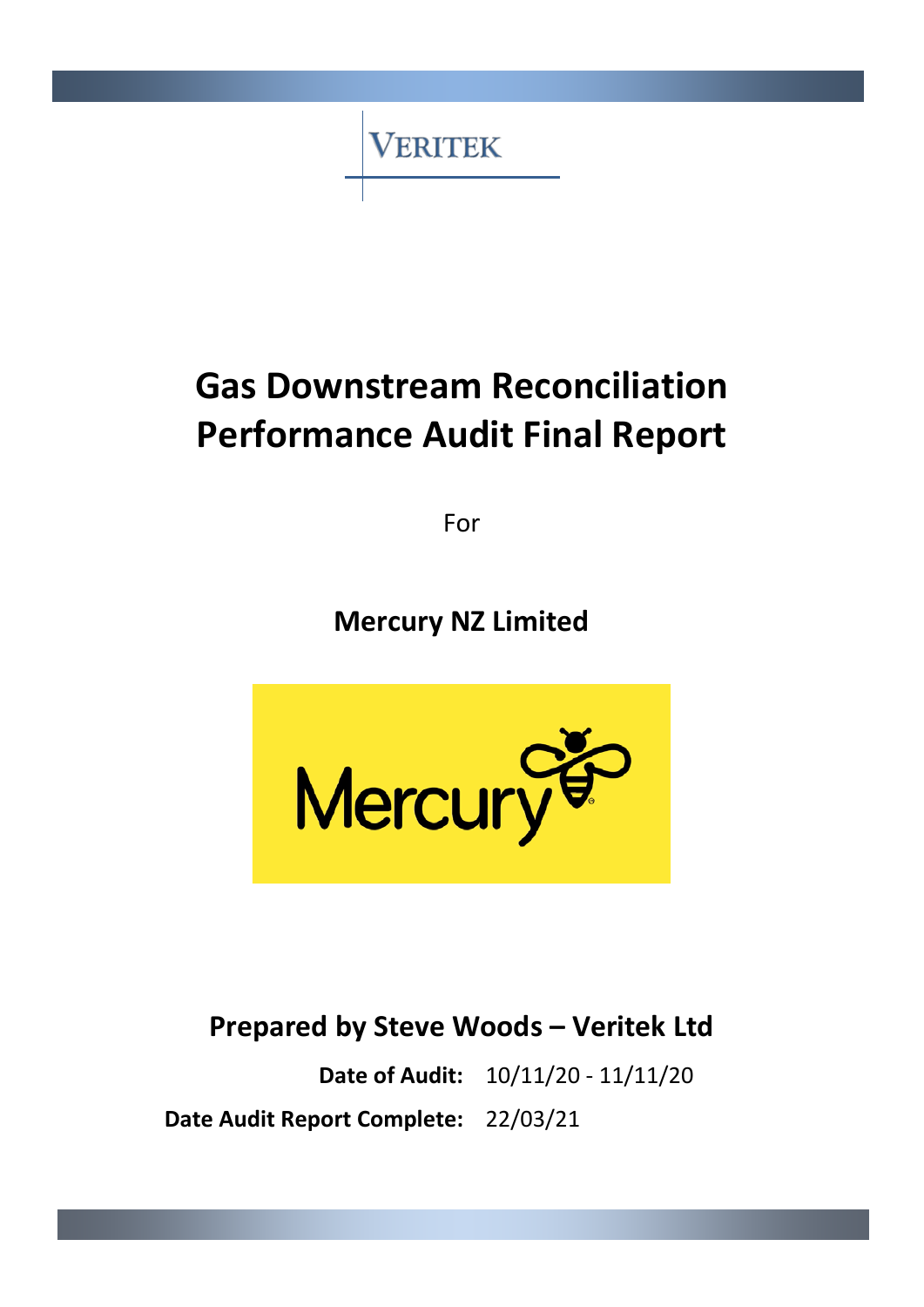VERITEK

# Gas Downstream Reconciliation Performance Audit Final Report

For

## Mercury NZ Limited

Mercury

**Prepared by Steve Woods – Veritek Ltd**

**Date of Audit:** 10/11/20 - 11/11/20

**Date Audit Report Complete:** 22/03/21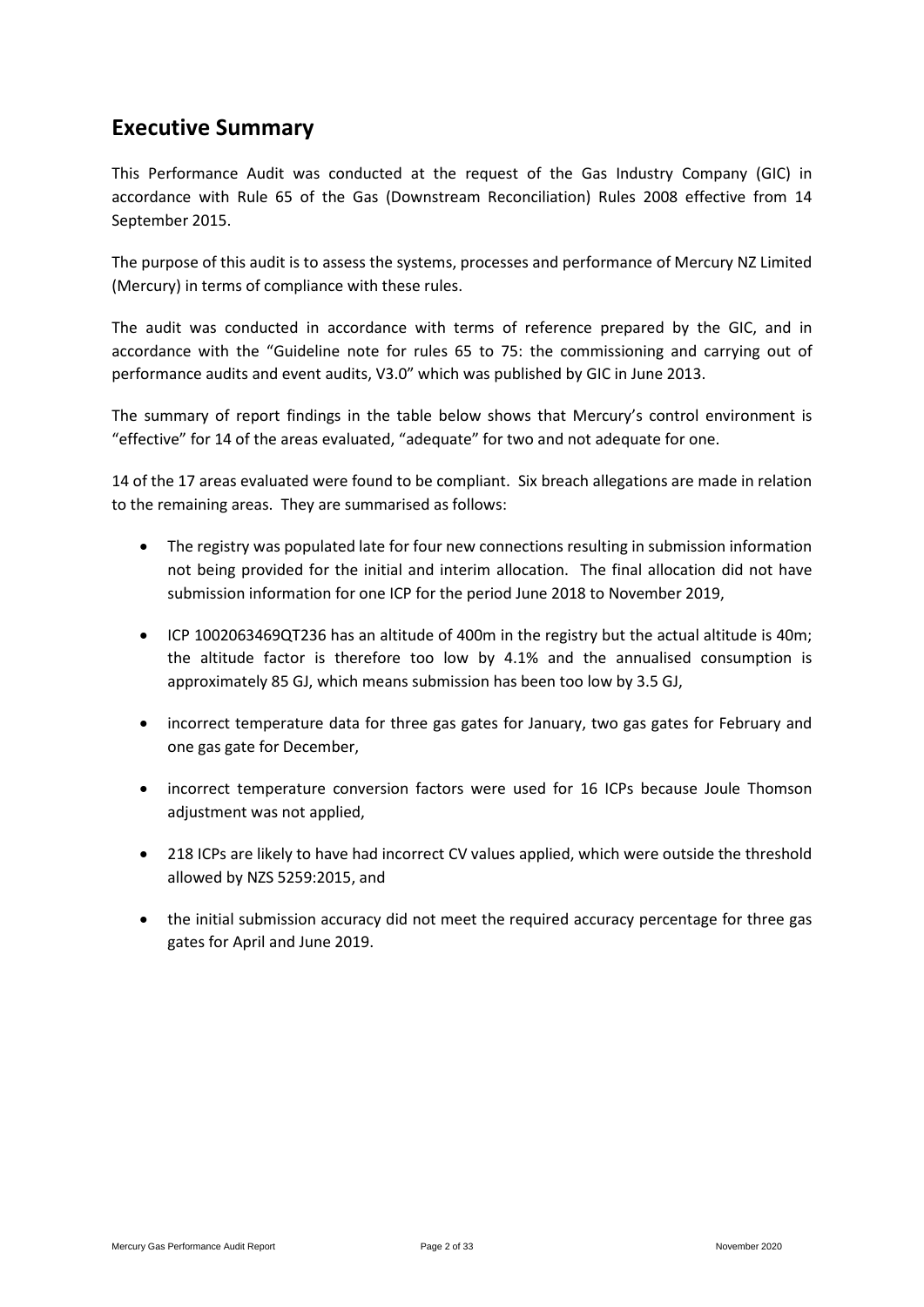## Executive Summary

This Performance Audit was conducted at the request of the Gas Industry Company (GIC) in accordance with Rule 65 of the Gas (Downstream Reconciliation) Rules 2008 effective from 14 September 2015.

The purpose of this audit is to assess the systems, processes and performance of Mercury NZ Limited (Mercury) in terms of compliance with these rules.

The audit was conducted in accordance with terms of reference prepared by the GIC, and in accordance with the "Guideline note for rules 65 to 75: the commissioning and carrying out of performance audits and event audits, V3.0" which was published by GIC in June 2013.

The summary of report findings in the table below shows that Mercury's control environment is "effective" for 14 of the areas evaluated, "adequate" for two and not adequate for one.

14 of the 17 areas evaluated were found to be compliant. Six breach allegations are made in relation to the remaining areas. They are summarised as follows:

- The registry was populated late for four new connections resulting in submission information not being provided for the initial and interim allocation. The final allocation did not have submission information for one ICP for the period June 2018 to November 2019,
- ICP 1002063469QT236 has an altitude of 400m in the registry but the actual altitude is 40m; the altitude factor is therefore too low by 4.1% and the annualised consumption is approximately 85 GJ, which means submission has been too low by 3.5 GJ,
- incorrect temperature data for three gas gates for January, two gas gates for February and one gas gate for December,
- incorrect temperature conversion factors were used for 16 ICPs because Joule Thomson adjustment was not applied,
- 218 ICPs are likely to have had incorrect CV values applied, which were outside the threshold allowed by NZS 5259:2015, and
- the initial submission accuracy did not meet the required accuracy percentage for three gas gates for April and June 2019.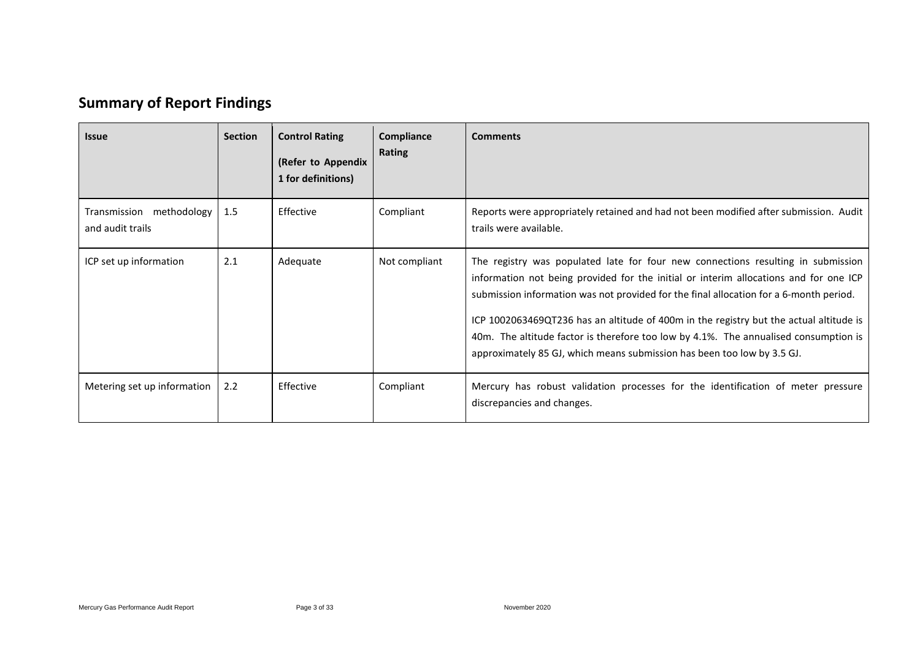## Summary of Report Findings

| Issue | Section | Control Rating (Refer to Appendix 1 for definitions) | Compliance Rating | Comments |
|---|---|---|---|---|
| Transmission methodology and audit trails | 1.5 | Effective | Compliant | Reports were appropriately retained and had not been modified after submission. Audit trails were available. |
| ICP set up information | 2.1 | Adequate | Not compliant | The registry was populated late for four new connections resulting in submission information not being provided for the initial or interim allocations and for one ICP submission information was not provided for the final allocation for a 6-month period.<br><br>ICP 1002063469QT236 has an altitude of 400m in the registry but the actual altitude is 40m. The altitude factor is therefore too low by 4.1%. The annualised consumption is approximately 85 GJ, which means submission has been too low by 3.5 GJ. |
| Metering set up information | 2.2 | Effective | Compliant | Mercury has robust validation processes for the identification of meter pressure discrepancies and changes. |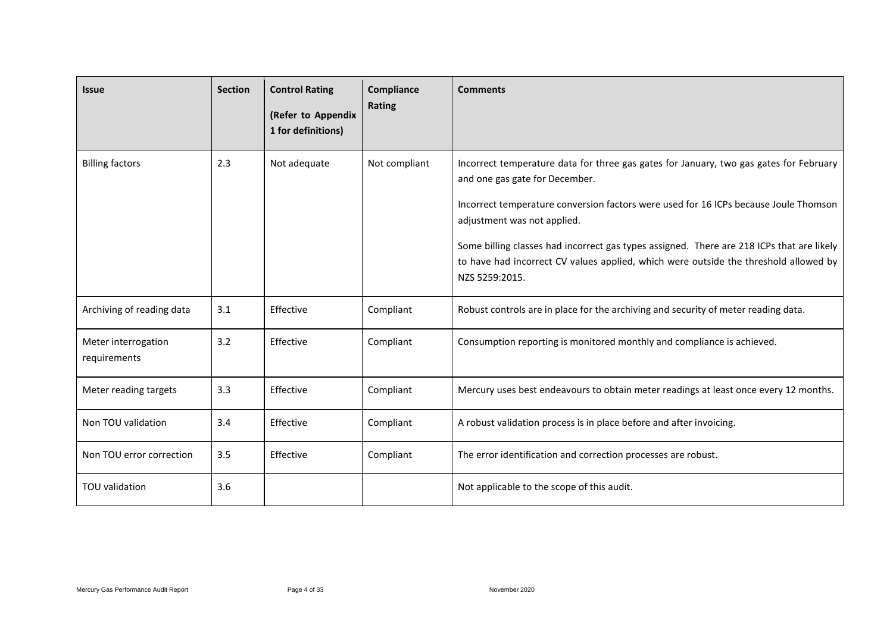| Issue | Section | Control Rating (Refer to Appendix 1 for definitions) | Compliance Rating | Comments |
|---|---|---|---|---|
| Billing factors | 2.3 | Not adequate | Not compliant | Incorrect temperature data for three gas gates for January, two gas gates for February and one gas gate for December.<br><br>Incorrect temperature conversion factors were used for 16 ICPs because Joule Thomson adjustment was not applied.<br><br>Some billing classes had incorrect gas types assigned. There are 218 ICPs that are likely to have had incorrect CV values applied, which were outside the threshold allowed by NZS 5259:2015. |
| Archiving of reading data | 3.1 | Effective | Compliant | Robust controls are in place for the archiving and security of meter reading data. |
| Meter interrogation requirements | 3.2 | Effective | Compliant | Consumption reporting is monitored monthly and compliance is achieved. |
| Meter reading targets | 3.3 | Effective | Compliant | Mercury uses best endeavours to obtain meter readings at least once every 12 months. |
| Non TOU validation | 3.4 | Effective | Compliant | A robust validation process is in place before and after invoicing. |
| Non TOU error correction | 3.5 | Effective | Compliant | The error identification and correction processes are robust. |
| TOU validation | 3.6 | | | Not applicable to the scope of this audit. |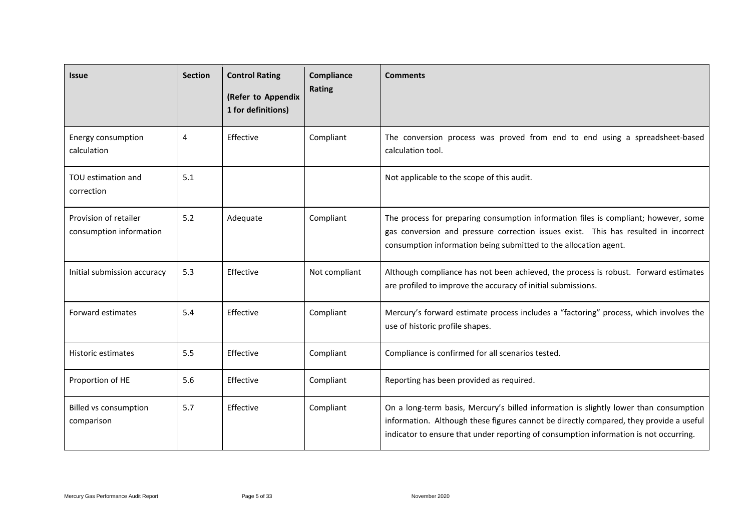| Issue | Section | Control Rating (Refer to Appendix 1 for definitions) | Compliance Rating | Comments |
|---|---|---|---|---|
| Energy consumption calculation | 4 | Effective | Compliant | The conversion process was proved from end to end using a spreadsheet-based calculation tool. |
| TOU estimation and correction | 5.1 | | | Not applicable to the scope of this audit. |
| Provision of retailer consumption information | 5.2 | Adequate | Compliant | The process for preparing consumption information files is compliant; however, some gas conversion and pressure correction issues exist. This has resulted in incorrect consumption information being submitted to the allocation agent. |
| Initial submission accuracy | 5.3 | Effective | Not compliant | Although compliance has not been achieved, the process is robust. Forward estimates are profiled to improve the accuracy of initial submissions. |
| Forward estimates | 5.4 | Effective | Compliant | Mercury's forward estimate process includes a "factoring" process, which involves the use of historic profile shapes. |
| Historic estimates | 5.5 | Effective | Compliant | Compliance is confirmed for all scenarios tested. |
| Proportion of HE | 5.6 | Effective | Compliant | Reporting has been provided as required. |
| Billed vs consumption comparison | 5.7 | Effective | Compliant | On a long-term basis, Mercury's billed information is slightly lower than consumption information. Although these figures cannot be directly compared, they provide a useful indicator to ensure that under reporting of consumption information is not occurring. |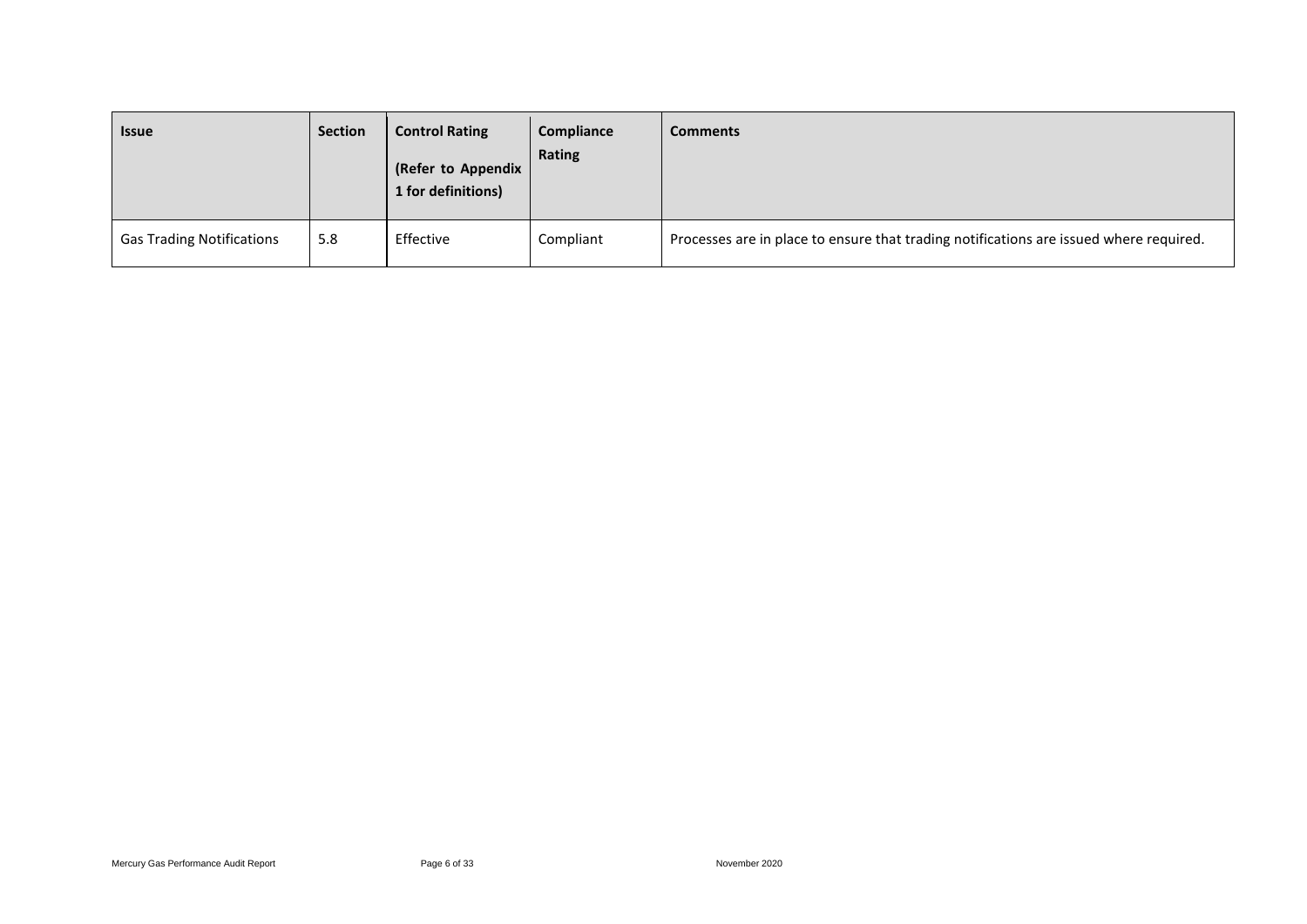| Issue | Section | Control Rating (Refer to Appendix 1 for definitions) | Compliance Rating | Comments |
|---|---|---|---|---|
| Gas Trading Notifications | 5.8 | Effective | Compliant | Processes are in place to ensure that trading notifications are issued where required. |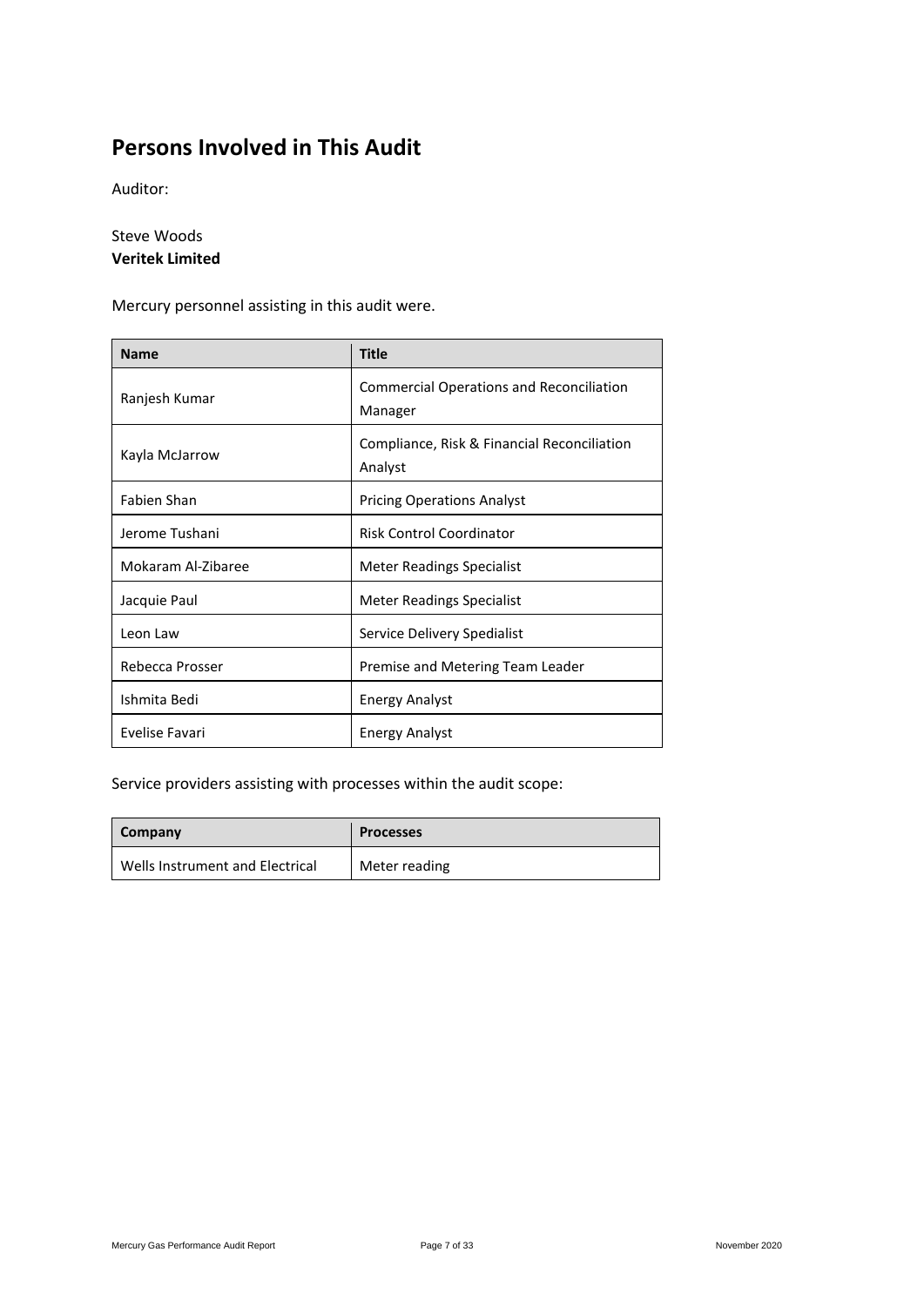## Persons Involved in This Audit

Auditor:

Steve Woods
**Veritek Limited**

Mercury personnel assisting in this audit were.

| Name | Title |
|---|---|
| Ranjesh Kumar | Commercial Operations and Reconciliation Manager |
| Kayla McJarrow | Compliance, Risk & Financial Reconciliation Analyst |
| Fabien Shan | Pricing Operations Analyst |
| Jerome Tushani | Risk Control Coordinator |
| Mokaram Al-Zibaree | Meter Readings Specialist |
| Jacquie Paul | Meter Readings Specialist |
| Leon Law | Service Delivery Spedialist |
| Rebecca Prosser | Premise and Metering Team Leader |
| Ishmita Bedi | Energy Analyst |
| Evelise Favari | Energy Analyst |

Service providers assisting with processes within the audit scope:

| Company | Processes |
|---|---|
| Wells Instrument and Electrical | Meter reading |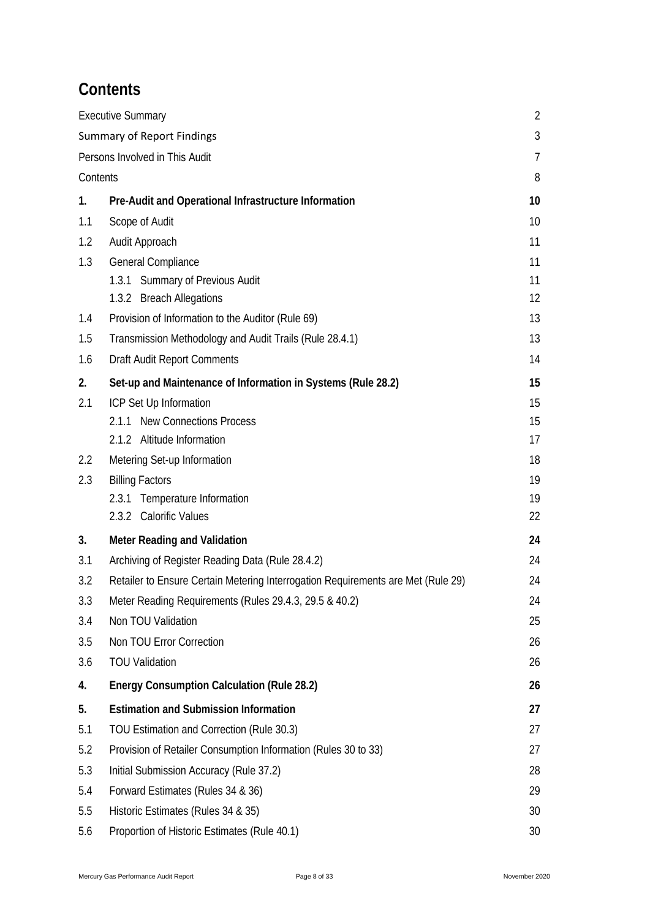# Contents

| | | |
|---|---|---|
| Executive Summary | | 2 |
| Summary of Report Findings | | 3 |
| Persons Involved in This Audit | | 7 |
| Contents | | 8 |
| **1.** | **Pre-Audit and Operational Infrastructure Information** | **10** |
| 1.1 | Scope of Audit | 10 |
| 1.2 | Audit Approach | 11 |
| 1.3 | General Compliance | 11 |
| | 1.3.1 Summary of Previous Audit | 11 |
| | 1.3.2 Breach Allegations | 12 |
| 1.4 | Provision of Information to the Auditor (Rule 69) | 13 |
| 1.5 | Transmission Methodology and Audit Trails (Rule 28.4.1) | 13 |
| 1.6 | Draft Audit Report Comments | 14 |
| **2.** | **Set-up and Maintenance of Information in Systems (Rule 28.2)** | **15** |
| 2.1 | ICP Set Up Information | 15 |
| | 2.1.1 New Connections Process | 15 |
| | 2.1.2 Altitude Information | 17 |
| 2.2 | Metering Set-up Information | 18 |
| 2.3 | Billing Factors | 19 |
| | 2.3.1 Temperature Information | 19 |
| | 2.3.2 Calorific Values | 22 |
| **3.** | **Meter Reading and Validation** | **24** |
| 3.1 | Archiving of Register Reading Data (Rule 28.4.2) | 24 |
| 3.2 | Retailer to Ensure Certain Metering Interrogation Requirements are Met (Rule 29) | 24 |
| 3.3 | Meter Reading Requirements (Rules 29.4.3, 29.5 & 40.2) | 24 |
| 3.4 | Non TOU Validation | 25 |
| 3.5 | Non TOU Error Correction | 26 |
| 3.6 | TOU Validation | 26 |
| **4.** | **Energy Consumption Calculation (Rule 28.2)** | **26** |
| **5.** | **Estimation and Submission Information** | **27** |
| 5.1 | TOU Estimation and Correction (Rule 30.3) | 27 |
| 5.2 | Provision of Retailer Consumption Information (Rules 30 to 33) | 27 |
| 5.3 | Initial Submission Accuracy (Rule 37.2) | 28 |
| 5.4 | Forward Estimates (Rules 34 & 36) | 29 |
| 5.5 | Historic Estimates (Rules 34 & 35) | 30 |
| 5.6 | Proportion of Historic Estimates (Rule 40.1) | 30 |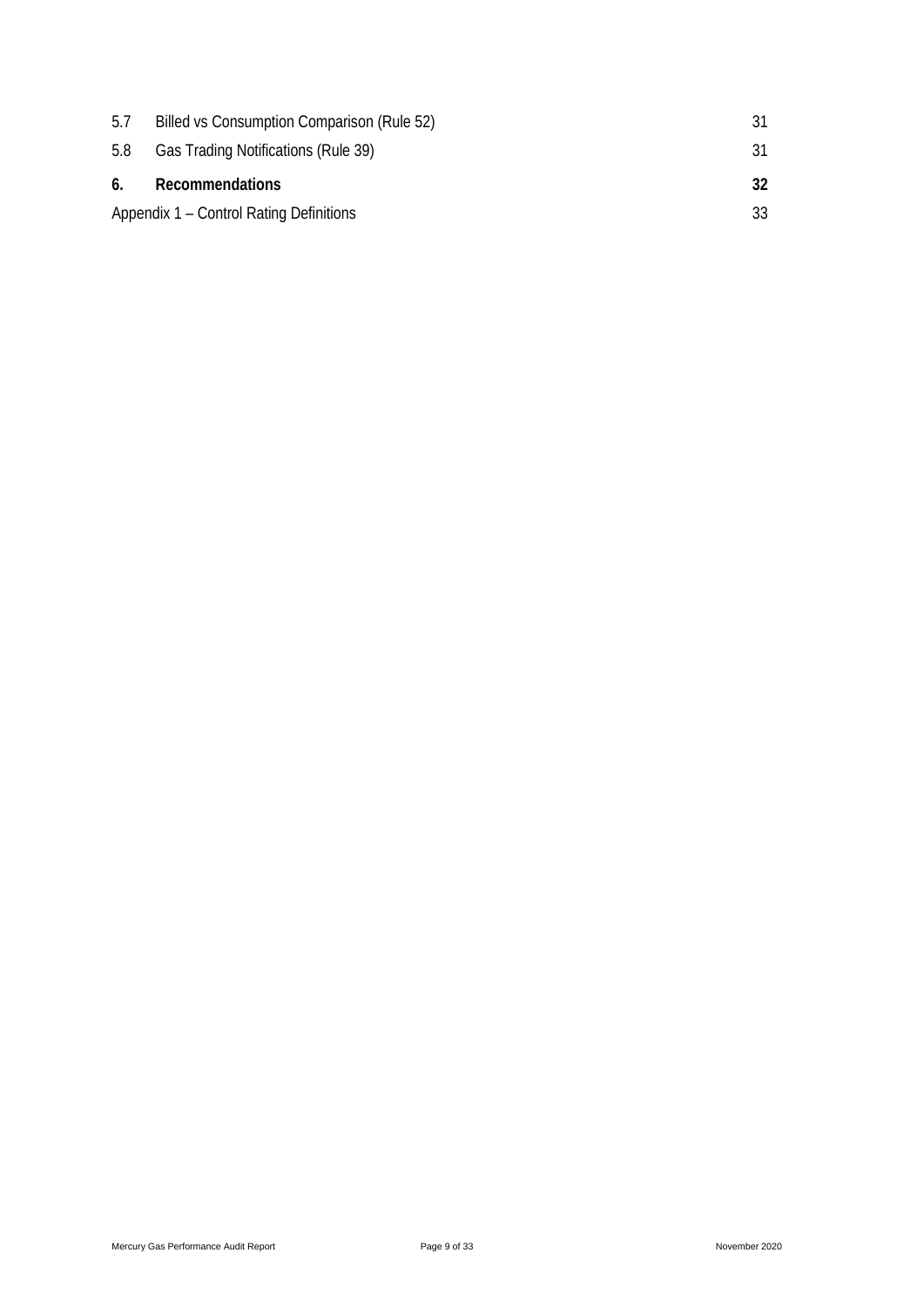| | | |
|---|---|---|
| 5.7 | Billed vs Consumption Comparison (Rule 52) | 31 |
| 5.8 | Gas Trading Notifications (Rule 39) | 31 |
| **6.** | **Recommendations** | **32** |
| Appendix 1 – Control Rating Definitions | | 33 |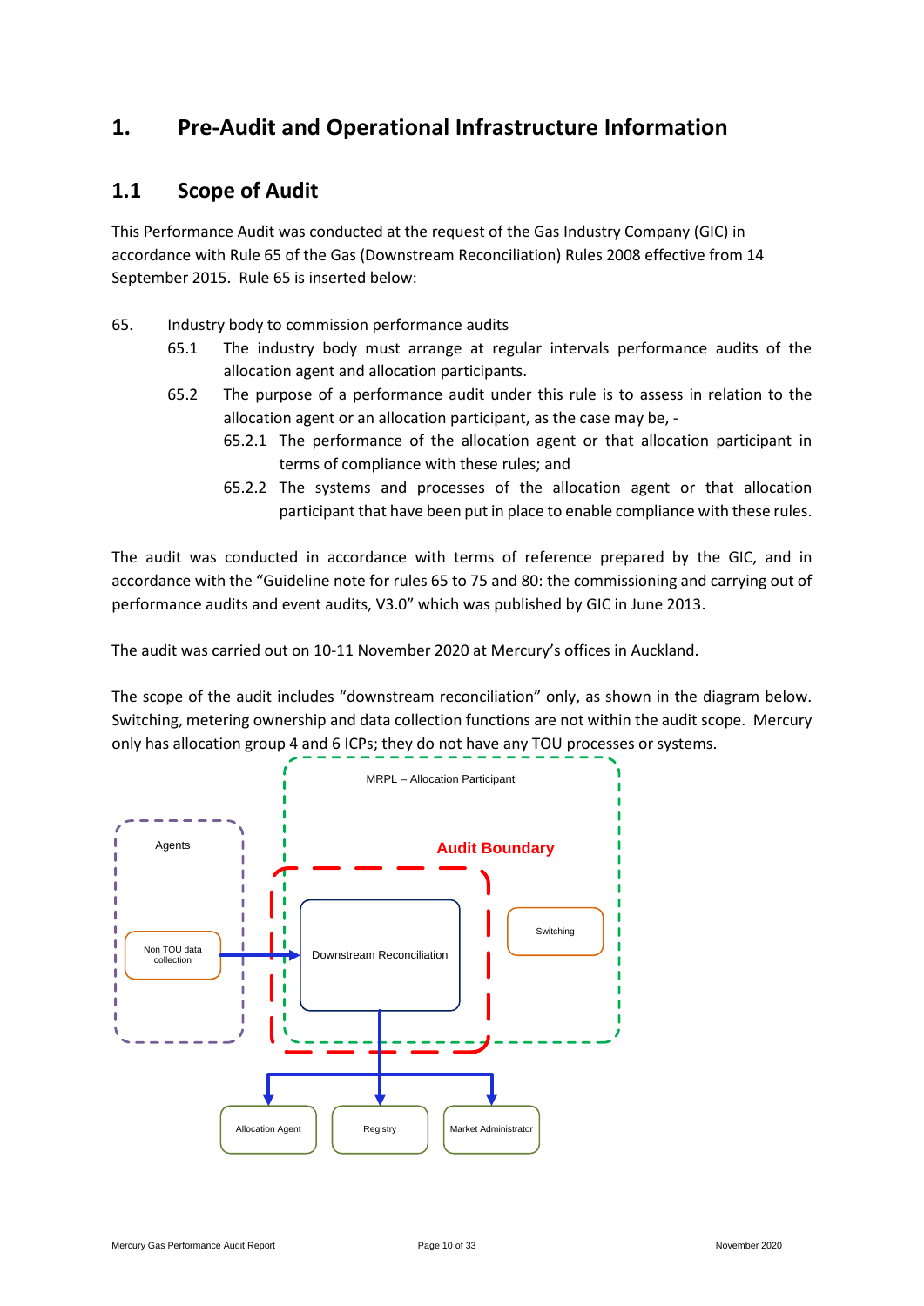# 1. Pre-Audit and Operational Infrastructure Information

## 1.1 Scope of Audit

This Performance Audit was conducted at the request of the Gas Industry Company (GIC) in accordance with Rule 65 of the Gas (Downstream Reconciliation) Rules 2008 effective from 14 September 2015. Rule 65 is inserted below:

65. Industry body to commission performance audits
    - 65.1 The industry body must arrange at regular intervals performance audits of the allocation agent and allocation participants.
    - 65.2 The purpose of a performance audit under this rule is to assess in relation to the allocation agent or an allocation participant, as the case may be, -
        - 65.2.1 The performance of the allocation agent or that allocation participant in terms of compliance with these rules; and
        - 65.2.2 The systems and processes of the allocation agent or that allocation participant that have been put in place to enable compliance with these rules.

The audit was conducted in accordance with terms of reference prepared by the GIC, and in accordance with the "Guideline note for rules 65 to 75 and 80: the commissioning and carrying out of performance audits and event audits, V3.0" which was published by GIC in June 2013.

The audit was carried out on 10-11 November 2020 at Mercury's offices in Auckland.

The scope of the audit includes "downstream reconciliation" only, as shown in the diagram below. Switching, metering ownership and data collection functions are not within the audit scope. Mercury only has allocation group 4 and 6 ICPs; they do not have any TOU processes or systems.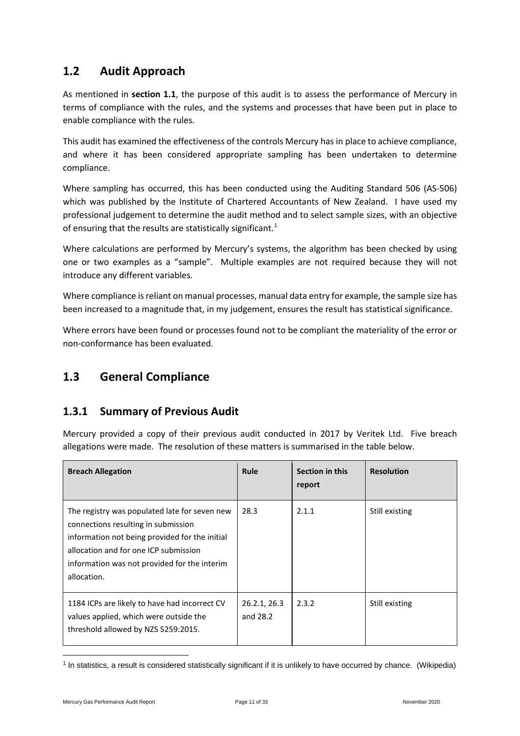## 1.2 Audit Approach

As mentioned in **section 1.1**, the purpose of this audit is to assess the performance of Mercury in terms of compliance with the rules, and the systems and processes that have been put in place to enable compliance with the rules.

This audit has examined the effectiveness of the controls Mercury has in place to achieve compliance, and where it has been considered appropriate sampling has been undertaken to determine compliance.

Where sampling has occurred, this has been conducted using the Auditing Standard 506 (AS-506) which was published by the Institute of Chartered Accountants of New Zealand. I have used my professional judgement to determine the audit method and to select sample sizes, with an objective of ensuring that the results are statistically significant.[1]

Where calculations are performed by Mercury's systems, the algorithm has been checked by using one or two examples as a "sample". Multiple examples are not required because they will not introduce any different variables.

Where compliance is reliant on manual processes, manual data entry for example, the sample size has been increased to a magnitude that, in my judgement, ensures the result has statistical significance.

Where errors have been found or processes found not to be compliant the materiality of the error or non-conformance has been evaluated.

## 1.3 General Compliance

### 1.3.1 Summary of Previous Audit

Mercury provided a copy of their previous audit conducted in 2017 by Veritek Ltd. Five breach allegations were made. The resolution of these matters is summarised in the table below.

| Breach Allegation | Rule | Section in this report | Resolution |
|---|---|---|---|
| The registry was populated late for seven new connections resulting in submission information not being provided for the initial allocation and for one ICP submission information was not provided for the interim allocation. | 28.3 | 2.1.1 | Still existing |
| 1184 ICPs are likely to have had incorrect CV values applied, which were outside the threshold allowed by NZS 5259:2015. | 26.2.1, 26.3 and 28.2 | 2.3.2 | Still existing |

[1] In statistics, a result is considered statistically significant if it is unlikely to have occurred by chance. (Wikipedia)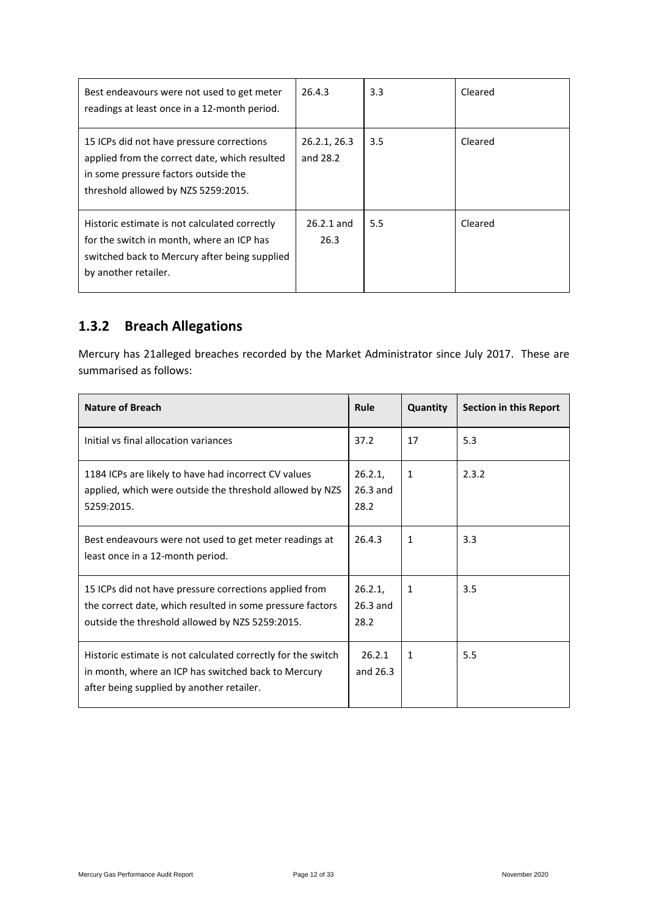| | | | |
|---|---|---|---|
| Best endeavours were not used to get meter readings at least once in a 12-month period. | 26.4.3 | 3.3 | Cleared |
| 15 ICPs did not have pressure corrections applied from the correct date, which resulted in some pressure factors outside the threshold allowed by NZS 5259:2015. | 26.2.1, 26.3 and 28.2 | 3.5 | Cleared |
| Historic estimate is not calculated correctly for the switch in month, where an ICP has switched back to Mercury after being supplied by another retailer. | 26.2.1 and 26.3 | 5.5 | Cleared |

### 1.3.2 Breach Allegations

Mercury has 21alleged breaches recorded by the Market Administrator since July 2017. These are summarised as follows:

| Nature of Breach | Rule | Quantity | Section in this Report |
|---|---|---|---|
| Initial vs final allocation variances | 37.2 | 17 | 5.3 |
| 1184 ICPs are likely to have had incorrect CV values applied, which were outside the threshold allowed by NZS 5259:2015. | 26.2.1, 26.3 and 28.2 | 1 | 2.3.2 |
| Best endeavours were not used to get meter readings at least once in a 12-month period. | 26.4.3 | 1 | 3.3 |
| 15 ICPs did not have pressure corrections applied from the correct date, which resulted in some pressure factors outside the threshold allowed by NZS 5259:2015. | 26.2.1, 26.3 and 28.2 | 1 | 3.5 |
| Historic estimate is not calculated correctly for the switch in month, where an ICP has switched back to Mercury after being supplied by another retailer. | 26.2.1 and 26.3 | 1 | 5.5 |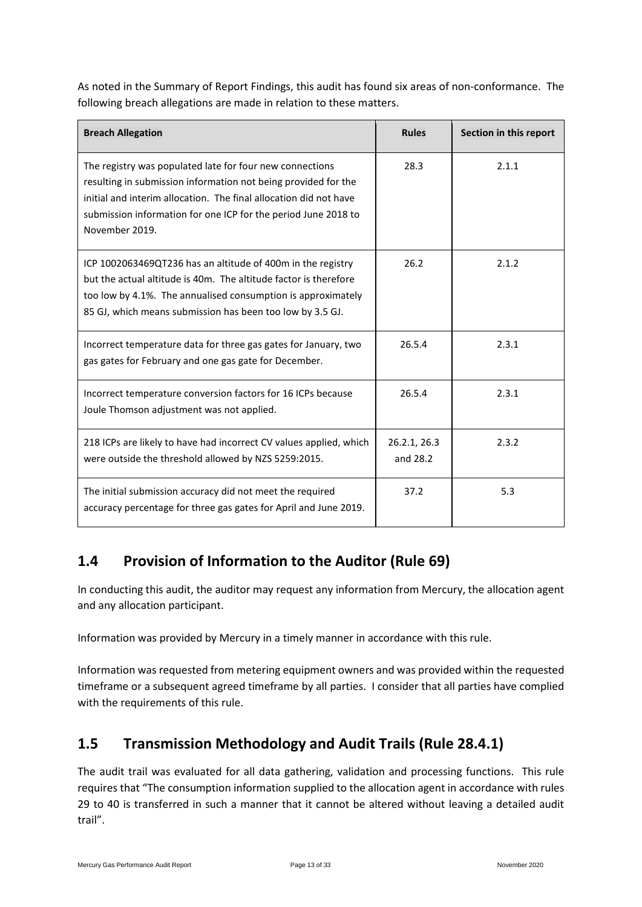As noted in the Summary of Report Findings, this audit has found six areas of non-conformance. The following breach allegations are made in relation to these matters.

| Breach Allegation | Rules | Section in this report |
| --- | --- | --- |
| The registry was populated late for four new connections resulting in submission information not being provided for the initial and interim allocation. The final allocation did not have submission information for one ICP for the period June 2018 to November 2019. | 28.3 | 2.1.1 |
| ICP 1002063469QT236 has an altitude of 400m in the registry but the actual altitude is 40m. The altitude factor is therefore too low by 4.1%. The annualised consumption is approximately 85 GJ, which means submission has been too low by 3.5 GJ. | 26.2 | 2.1.2 |
| Incorrect temperature data for three gas gates for January, two gas gates for February and one gas gate for December. | 26.5.4 | 2.3.1 |
| Incorrect temperature conversion factors for 16 ICPs because Joule Thomson adjustment was not applied. | 26.5.4 | 2.3.1 |
| 218 ICPs are likely to have had incorrect CV values applied, which were outside the threshold allowed by NZS 5259:2015. | 26.2.1, 26.3 and 28.2 | 2.3.2 |
| The initial submission accuracy did not meet the required accuracy percentage for three gas gates for April and June 2019. | 37.2 | 5.3 |

## 1.4 Provision of Information to the Auditor (Rule 69)

In conducting this audit, the auditor may request any information from Mercury, the allocation agent and any allocation participant.

Information was provided by Mercury in a timely manner in accordance with this rule.

Information was requested from metering equipment owners and was provided within the requested timeframe or a subsequent agreed timeframe by all parties. I consider that all parties have complied with the requirements of this rule.

## 1.5 Transmission Methodology and Audit Trails (Rule 28.4.1)

The audit trail was evaluated for all data gathering, validation and processing functions. This rule requires that "The consumption information supplied to the allocation agent in accordance with rules 29 to 40 is transferred in such a manner that it cannot be altered without leaving a detailed audit trail".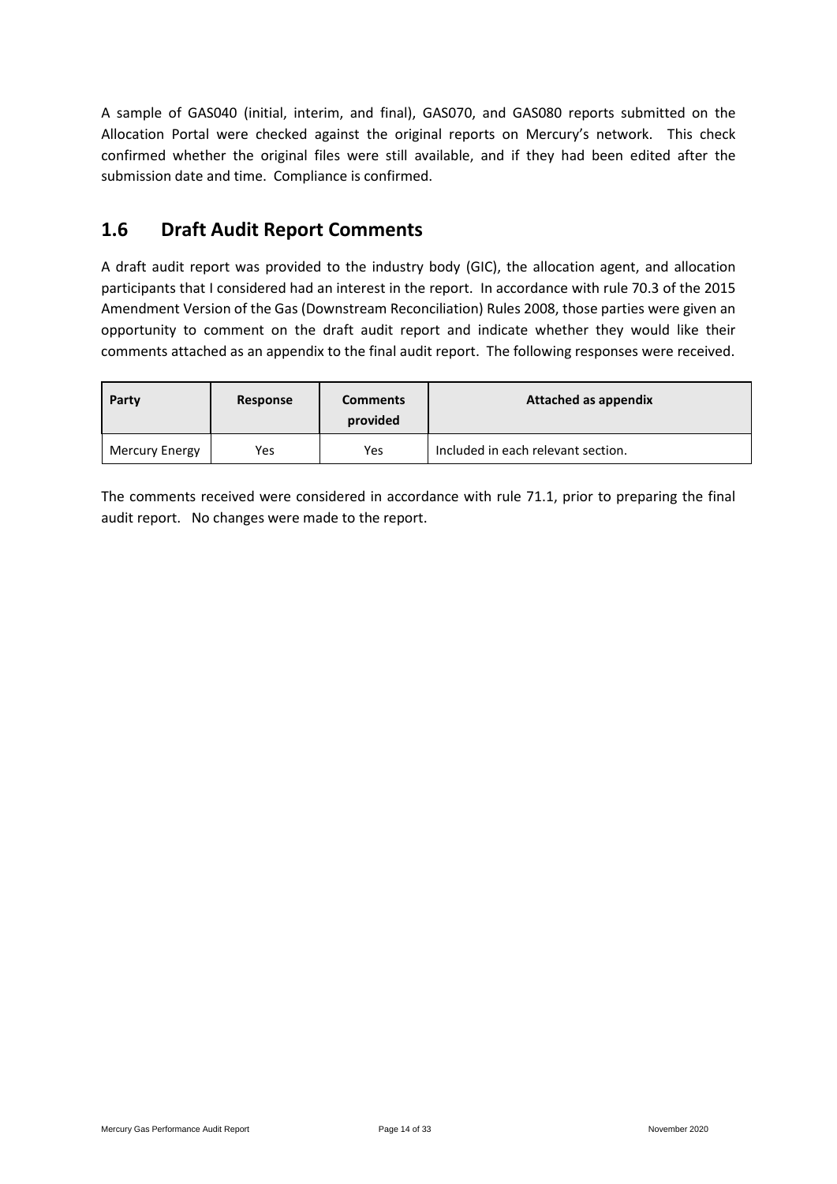A sample of GAS040 (initial, interim, and final), GAS070, and GAS080 reports submitted on the Allocation Portal were checked against the original reports on Mercury's network. This check confirmed whether the original files were still available, and if they had been edited after the submission date and time. Compliance is confirmed.

## 1.6 Draft Audit Report Comments

A draft audit report was provided to the industry body (GIC), the allocation agent, and allocation participants that I considered had an interest in the report. In accordance with rule 70.3 of the 2015 Amendment Version of the Gas (Downstream Reconciliation) Rules 2008, those parties were given an opportunity to comment on the draft audit report and indicate whether they would like their comments attached as an appendix to the final audit report. The following responses were received.

| Party | Response | Comments provided | Attached as appendix |
|---|---|---|---|
| Mercury Energy | Yes | Yes | Included in each relevant section. |

The comments received were considered in accordance with rule 71.1, prior to preparing the final audit report. No changes were made to the report.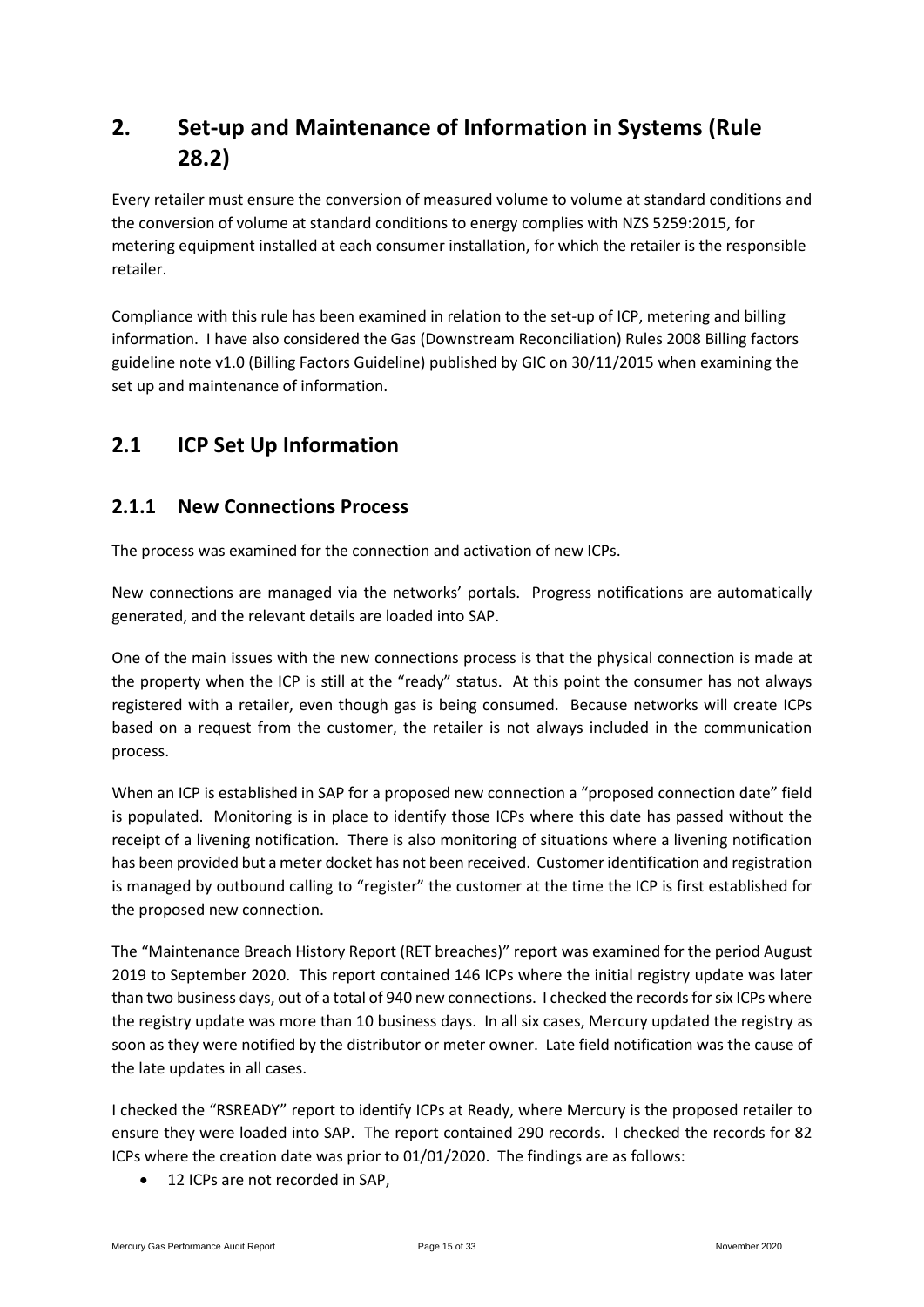# 2. Set-up and Maintenance of Information in Systems (Rule 28.2)

Every retailer must ensure the conversion of measured volume to volume at standard conditions and the conversion of volume at standard conditions to energy complies with NZS 5259:2015, for metering equipment installed at each consumer installation, for which the retailer is the responsible retailer.

Compliance with this rule has been examined in relation to the set-up of ICP, metering and billing information. I have also considered the Gas (Downstream Reconciliation) Rules 2008 Billing factors guideline note v1.0 (Billing Factors Guideline) published by GIC on 30/11/2015 when examining the set up and maintenance of information.

## 2.1 ICP Set Up Information

### 2.1.1 New Connections Process

The process was examined for the connection and activation of new ICPs.

New connections are managed via the networks' portals. Progress notifications are automatically generated, and the relevant details are loaded into SAP.

One of the main issues with the new connections process is that the physical connection is made at the property when the ICP is still at the "ready" status. At this point the consumer has not always registered with a retailer, even though gas is being consumed. Because networks will create ICPs based on a request from the customer, the retailer is not always included in the communication process.

When an ICP is established in SAP for a proposed new connection a "proposed connection date" field is populated. Monitoring is in place to identify those ICPs where this date has passed without the receipt of a livening notification. There is also monitoring of situations where a livening notification has been provided but a meter docket has not been received. Customer identification and registration is managed by outbound calling to "register" the customer at the time the ICP is first established for the proposed new connection.

The "Maintenance Breach History Report (RET breaches)" report was examined for the period August 2019 to September 2020. This report contained 146 ICPs where the initial registry update was later than two business days, out of a total of 940 new connections. I checked the records for six ICPs where the registry update was more than 10 business days. In all six cases, Mercury updated the registry as soon as they were notified by the distributor or meter owner. Late field notification was the cause of the late updates in all cases.

I checked the "RSREADY" report to identify ICPs at Ready, where Mercury is the proposed retailer to ensure they were loaded into SAP. The report contained 290 records. I checked the records for 82 ICPs where the creation date was prior to 01/01/2020. The findings are as follows:

- 12 ICPs are not recorded in SAP,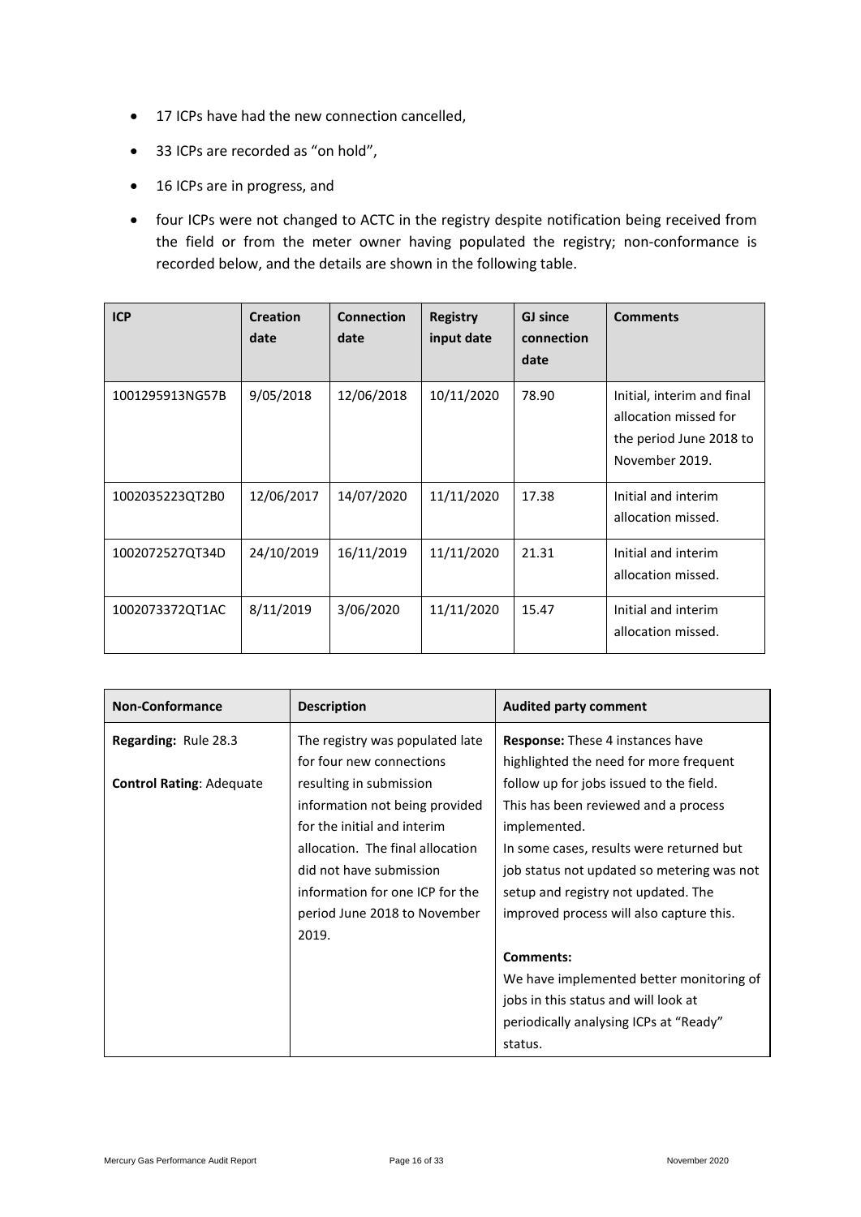- 17 ICPs have had the new connection cancelled,
- 33 ICPs are recorded as "on hold",
- 16 ICPs are in progress, and
- four ICPs were not changed to ACTC in the registry despite notification being received from the field or from the meter owner having populated the registry; non-conformance is recorded below, and the details are shown in the following table.

| ICP | Creation date | Connection date | Registry input date | GJ since connection date | Comments |
|---|---|---|---|---|---|
| 1001295913NG57B | 9/05/2018 | 12/06/2018 | 10/11/2020 | 78.90 | Initial, interim and final allocation missed for the period June 2018 to November 2019. |
| 1002035223QT2B0 | 12/06/2017 | 14/07/2020 | 11/11/2020 | 17.38 | Initial and interim allocation missed. |
| 1002072527QT34D | 24/10/2019 | 16/11/2019 | 11/11/2020 | 21.31 | Initial and interim allocation missed. |
| 1002073372QT1AC | 8/11/2019 | 3/06/2020 | 11/11/2020 | 15.47 | Initial and interim allocation missed. |

| Non-Conformance | Description | Audited party comment |
|---|---|---|
| **Regarding:** Rule 28.3<br><br>**Control Rating**: Adequate | The registry was populated late for four new connections resulting in submission information not being provided for the initial and interim allocation. The final allocation did not have submission information for one ICP for the period June 2018 to November 2019. | **Response:** These 4 instances have highlighted the need for more frequent follow up for jobs issued to the field. This has been reviewed and a process implemented.<br>In some cases, results were returned but job status not updated so metering was not setup and registry not updated. The improved process will also capture this.<br><br>**Comments:**<br>We have implemented better monitoring of jobs in this status and will look at periodically analysing ICPs at "Ready" status. |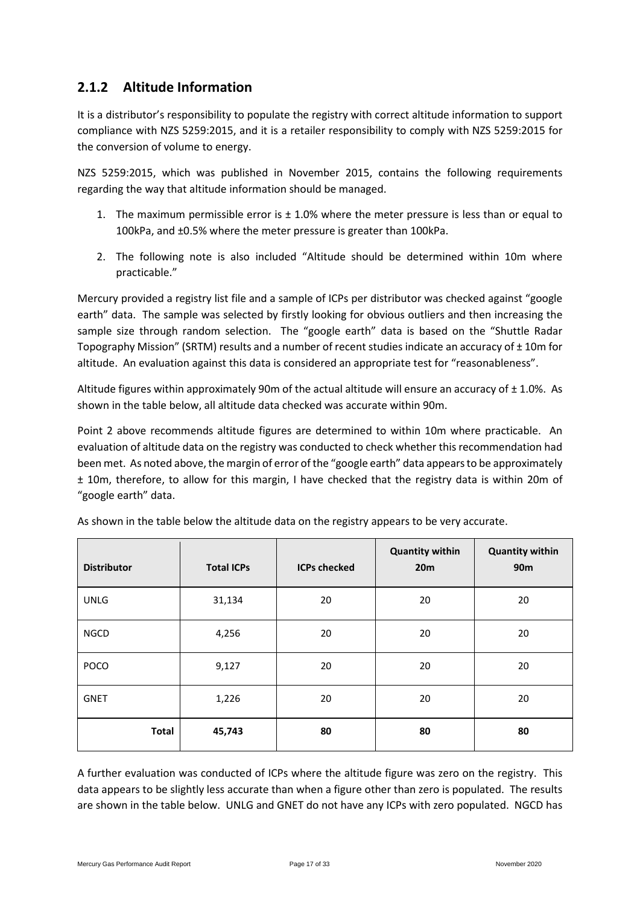### 2.1.2 Altitude Information

It is a distributor's responsibility to populate the registry with correct altitude information to support compliance with NZS 5259:2015, and it is a retailer responsibility to comply with NZS 5259:2015 for the conversion of volume to energy.

NZS 5259:2015, which was published in November 2015, contains the following requirements regarding the way that altitude information should be managed.

1. The maximum permissible error is ± 1.0% where the meter pressure is less than or equal to 100kPa, and ±0.5% where the meter pressure is greater than 100kPa.
2. The following note is also included "Altitude should be determined within 10m where practicable."

Mercury provided a registry list file and a sample of ICPs per distributor was checked against "google earth" data. The sample was selected by firstly looking for obvious outliers and then increasing the sample size through random selection. The "google earth" data is based on the "Shuttle Radar Topography Mission" (SRTM) results and a number of recent studies indicate an accuracy of ± 10m for altitude. An evaluation against this data is considered an appropriate test for "reasonableness".

Altitude figures within approximately 90m of the actual altitude will ensure an accuracy of ± 1.0%. As shown in the table below, all altitude data checked was accurate within 90m.

Point 2 above recommends altitude figures are determined to within 10m where practicable. An evaluation of altitude data on the registry was conducted to check whether this recommendation had been met. As noted above, the margin of error of the "google earth" data appears to be approximately ± 10m, therefore, to allow for this margin, I have checked that the registry data is within 20m of "google earth" data.

As shown in the table below the altitude data on the registry appears to be very accurate.

| Distributor | Total ICPs | ICPs checked | Quantity within 20m | Quantity within 90m |
|---|---|---|---|---|
| UNLG | 31,134 | 20 | 20 | 20 |
| NGCD | 4,256 | 20 | 20 | 20 |
| POCO | 9,127 | 20 | 20 | 20 |
| GNET | 1,226 | 20 | 20 | 20 |
| **Total** | **45,743** | **80** | **80** | **80** |

A further evaluation was conducted of ICPs where the altitude figure was zero on the registry. This data appears to be slightly less accurate than when a figure other than zero is populated. The results are shown in the table below. UNLG and GNET do not have any ICPs with zero populated. NGCD has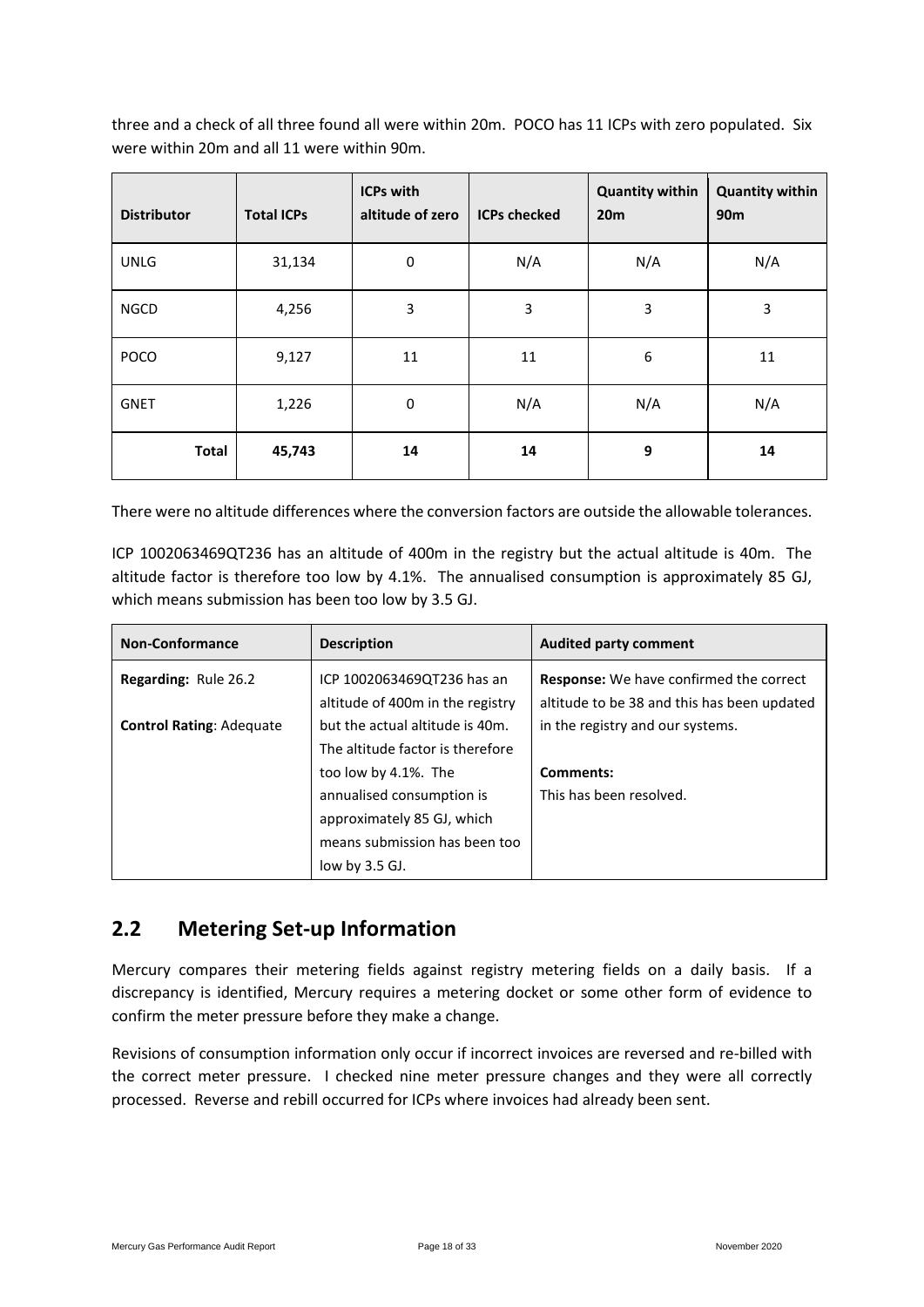three and a check of all three found all were within 20m. POCO has 11 ICPs with zero populated. Six were within 20m and all 11 were within 90m.

| Distributor | Total ICPs | ICPs with altitude of zero | ICPs checked | Quantity within 20m | Quantity within 90m |
|---|---|---|---|---|---|
| UNLG | 31,134 | 0 | N/A | N/A | N/A |
| NGCD | 4,256 | 3 | 3 | 3 | 3 |
| POCO | 9,127 | 11 | 11 | 6 | 11 |
| GNET | 1,226 | 0 | N/A | N/A | N/A |
| **Total** | **45,743** | **14** | **14** | **9** | **14** |

There were no altitude differences where the conversion factors are outside the allowable tolerances.

ICP 1002063469QT236 has an altitude of 400m in the registry but the actual altitude is 40m. The altitude factor is therefore too low by 4.1%. The annualised consumption is approximately 85 GJ, which means submission has been too low by 3.5 GJ.

| Non-Conformance | Description | Audited party comment |
|---|---|---|
| **Regarding:** Rule 26.2<br><br>**Control Rating**: Adequate | ICP 1002063469QT236 has an altitude of 400m in the registry but the actual altitude is 40m. The altitude factor is therefore too low by 4.1%. The annualised consumption is approximately 85 GJ, which means submission has been too low by 3.5 GJ. | **Response:** We have confirmed the correct altitude to be 38 and this has been updated in the registry and our systems.<br><br>**Comments:**<br>This has been resolved. |

## 2.2 Metering Set-up Information

Mercury compares their metering fields against registry metering fields on a daily basis. If a discrepancy is identified, Mercury requires a metering docket or some other form of evidence to confirm the meter pressure before they make a change.

Revisions of consumption information only occur if incorrect invoices are reversed and re-billed with the correct meter pressure. I checked nine meter pressure changes and they were all correctly processed. Reverse and rebill occurred for ICPs where invoices had already been sent.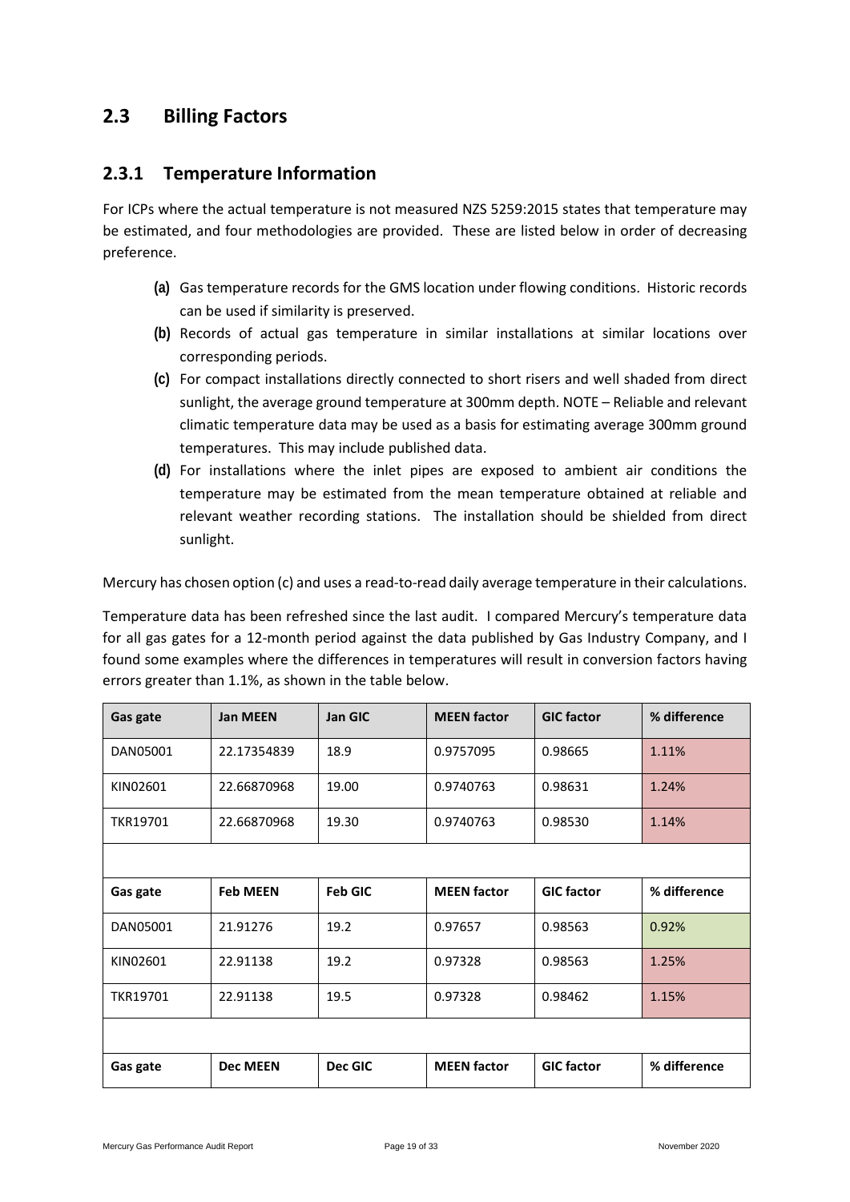## 2.3 Billing Factors

### 2.3.1 Temperature Information

For ICPs where the actual temperature is not measured NZS 5259:2015 states that temperature may be estimated, and four methodologies are provided. These are listed below in order of decreasing preference.

- **(a)** Gas temperature records for the GMS location under flowing conditions. Historic records can be used if similarity is preserved.
- **(b)** Records of actual gas temperature in similar installations at similar locations over corresponding periods.
- **(c)** For compact installations directly connected to short risers and well shaded from direct sunlight, the average ground temperature at 300mm depth. NOTE – Reliable and relevant climatic temperature data may be used as a basis for estimating average 300mm ground temperatures. This may include published data.
- **(d)** For installations where the inlet pipes are exposed to ambient air conditions the temperature may be estimated from the mean temperature obtained at reliable and relevant weather recording stations. The installation should be shielded from direct sunlight.

Mercury has chosen option (c) and uses a read-to-read daily average temperature in their calculations.

Temperature data has been refreshed since the last audit. I compared Mercury's temperature data for all gas gates for a 12-month period against the data published by Gas Industry Company, and I found some examples where the differences in temperatures will result in conversion factors having errors greater than 1.1%, as shown in the table below.

| Gas gate | Jan MEEN | Jan GIC | MEEN factor | GIC factor | % difference |
|---|---|---|---|---|---|
| DAN05001 | 22.17354839 | 18.9 | 0.9757095 | 0.98665 | 1.11% |
| KIN02601 | 22.66870968 | 19.00 | 0.9740763 | 0.98631 | 1.24% |
| TKR19701 | 22.66870968 | 19.30 | 0.9740763 | 0.98530 | 1.14% |
| | | | | | |
| **Gas gate** | **Feb MEEN** | **Feb GIC** | **MEEN factor** | **GIC factor** | **% difference** |
| DAN05001 | 21.91276 | 19.2 | 0.97657 | 0.98563 | 0.92% |
| KIN02601 | 22.91138 | 19.2 | 0.97328 | 0.98563 | 1.25% |
| TKR19701 | 22.91138 | 19.5 | 0.97328 | 0.98462 | 1.15% |
| | | | | | |
| **Gas gate** | **Dec MEEN** | **Dec GIC** | **MEEN factor** | **GIC factor** | **% difference** |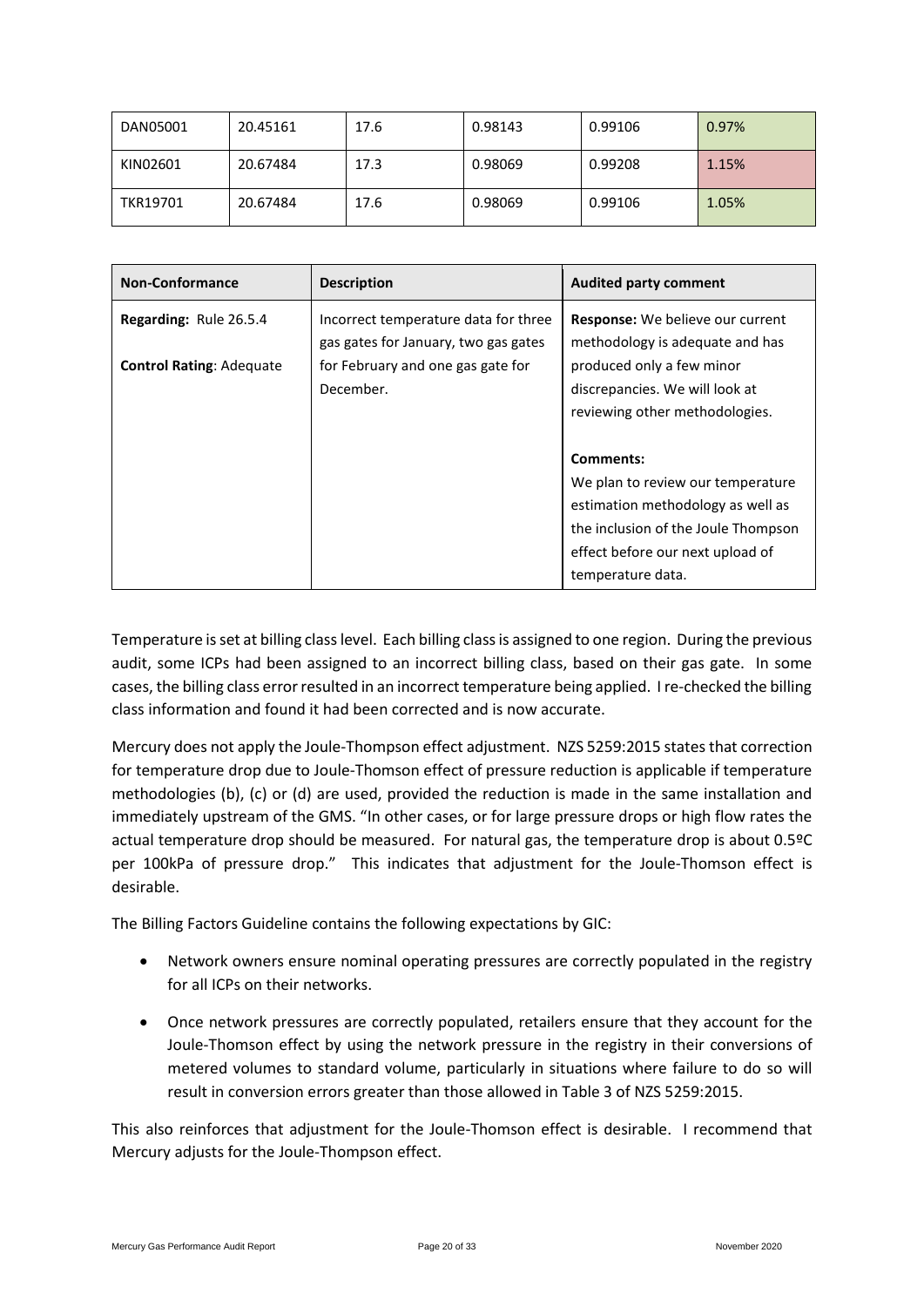| DAN05001 | 20.45161 | 17.6 | 0.98143 | 0.99106 | 0.97% |
|---|---|---|---|---|---|
| KIN02601 | 20.67484 | 17.3 | 0.98069 | 0.99208 | 1.15% |
| TKR19701 | 20.67484 | 17.6 | 0.98069 | 0.99106 | 1.05% |

| Non-Conformance | Description | Audited party comment |
|---|---|---|
| **Regarding:** Rule 26.5.4<br><br>**Control Rating**: Adequate | Incorrect temperature data for three gas gates for January, two gas gates for February and one gas gate for December. | **Response:** We believe our current methodology is adequate and has produced only a few minor discrepancies. We will look at reviewing other methodologies.<br><br>**Comments:**<br>We plan to review our temperature estimation methodology as well as the inclusion of the Joule Thompson effect before our next upload of temperature data. |

Temperature is set at billing class level. Each billing class is assigned to one region. During the previous audit, some ICPs had been assigned to an incorrect billing class, based on their gas gate. In some cases, the billing class error resulted in an incorrect temperature being applied. I re-checked the billing class information and found it had been corrected and is now accurate.

Mercury does not apply the Joule-Thompson effect adjustment. NZS 5259:2015 states that correction for temperature drop due to Joule-Thomson effect of pressure reduction is applicable if temperature methodologies (b), (c) or (d) are used, provided the reduction is made in the same installation and immediately upstream of the GMS. "In other cases, or for large pressure drops or high flow rates the actual temperature drop should be measured. For natural gas, the temperature drop is about 0.5ºC per 100kPa of pressure drop." This indicates that adjustment for the Joule-Thomson effect is desirable.

The Billing Factors Guideline contains the following expectations by GIC:

- Network owners ensure nominal operating pressures are correctly populated in the registry for all ICPs on their networks.
- Once network pressures are correctly populated, retailers ensure that they account for the Joule-Thomson effect by using the network pressure in the registry in their conversions of metered volumes to standard volume, particularly in situations where failure to do so will result in conversion errors greater than those allowed in Table 3 of NZS 5259:2015.

This also reinforces that adjustment for the Joule-Thomson effect is desirable. I recommend that Mercury adjusts for the Joule-Thompson effect.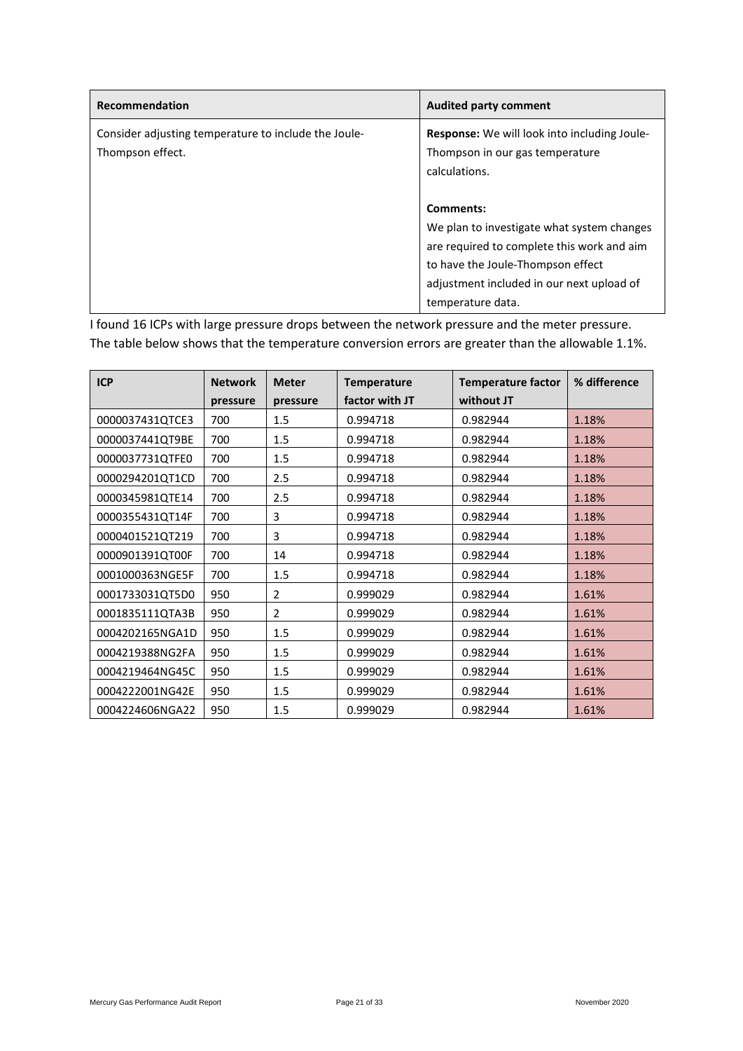| Recommendation | Audited party comment |
|---|---|
| Consider adjusting temperature to include the Joule-Thompson effect. | **Response:** We will look into including Joule-Thompson in our gas temperature calculations.<br><br>**Comments:**<br>We plan to investigate what system changes are required to complete this work and aim to have the Joule-Thompson effect adjustment included in our next upload of temperature data. |

I found 16 ICPs with large pressure drops between the network pressure and the meter pressure. The table below shows that the temperature conversion errors are greater than the allowable 1.1%.

| ICP | Network pressure | Meter pressure | Temperature factor with JT | Temperature factor without JT | % difference |
|---|---|---|---|---|---|
| 0000037431QTCE3 | 700 | 1.5 | 0.994718 | 0.982944 | 1.18% |
| 0000037441QT9BE | 700 | 1.5 | 0.994718 | 0.982944 | 1.18% |
| 0000037731QTFE0 | 700 | 1.5 | 0.994718 | 0.982944 | 1.18% |
| 0000294201QT1CD | 700 | 2.5 | 0.994718 | 0.982944 | 1.18% |
| 0000345981QTE14 | 700 | 2.5 | 0.994718 | 0.982944 | 1.18% |
| 0000355431QT14F | 700 | 3 | 0.994718 | 0.982944 | 1.18% |
| 0000401521QT219 | 700 | 3 | 0.994718 | 0.982944 | 1.18% |
| 0000901391QT00F | 700 | 14 | 0.994718 | 0.982944 | 1.18% |
| 0001000363NGE5F | 700 | 1.5 | 0.994718 | 0.982944 | 1.18% |
| 0001733031QT5D0 | 950 | 2 | 0.999029 | 0.982944 | 1.61% |
| 0001835111QTA3B | 950 | 2 | 0.999029 | 0.982944 | 1.61% |
| 0004202165NGA1D | 950 | 1.5 | 0.999029 | 0.982944 | 1.61% |
| 0004219388NG2FA | 950 | 1.5 | 0.999029 | 0.982944 | 1.61% |
| 0004219464NG45C | 950 | 1.5 | 0.999029 | 0.982944 | 1.61% |
| 0004222001NG42E | 950 | 1.5 | 0.999029 | 0.982944 | 1.61% |
| 0004224606NGA22 | 950 | 1.5 | 0.999029 | 0.982944 | 1.61% |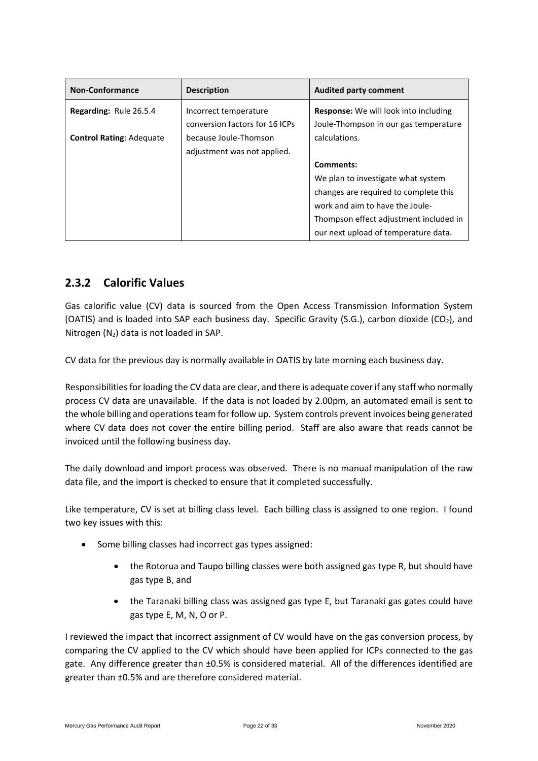| Non-Conformance | Description | Audited party comment |
| --- | --- | --- |
| **Regarding:** Rule 26.5.4<br><br>**Control Rating**: Adequate | Incorrect temperature conversion factors for 16 ICPs because Joule-Thomson adjustment was not applied. | **Response:** We will look into including Joule-Thompson in our gas temperature calculations.<br><br>**Comments:**<br>We plan to investigate what system changes are required to complete this work and aim to have the Joule-Thompson effect adjustment included in our next upload of temperature data. |

### 2.3.2 Calorific Values

Gas calorific value (CV) data is sourced from the Open Access Transmission Information System (OATIS) and is loaded into SAP each business day. Specific Gravity (S.G.), carbon dioxide ($CO_2$), and Nitrogen ($N_2$) data is not loaded in SAP.

CV data for the previous day is normally available in OATIS by late morning each business day.

Responsibilities for loading the CV data are clear, and there is adequate cover if any staff who normally process CV data are unavailable. If the data is not loaded by 2.00pm, an automated email is sent to the whole billing and operations team for follow up. System controls prevent invoices being generated where CV data does not cover the entire billing period. Staff are also aware that reads cannot be invoiced until the following business day.

The daily download and import process was observed. There is no manual manipulation of the raw data file, and the import is checked to ensure that it completed successfully.

Like temperature, CV is set at billing class level. Each billing class is assigned to one region. I found two key issues with this:

- Some billing classes had incorrect gas types assigned:
    - the Rotorua and Taupo billing classes were both assigned gas type R, but should have gas type B, and
    - the Taranaki billing class was assigned gas type E, but Taranaki gas gates could have gas type E, M, N, O or P.

I reviewed the impact that incorrect assignment of CV would have on the gas conversion process, by comparing the CV applied to the CV which should have been applied for ICPs connected to the gas gate. Any difference greater than ±0.5% is considered material. All of the differences identified are greater than ±0.5% and are therefore considered material.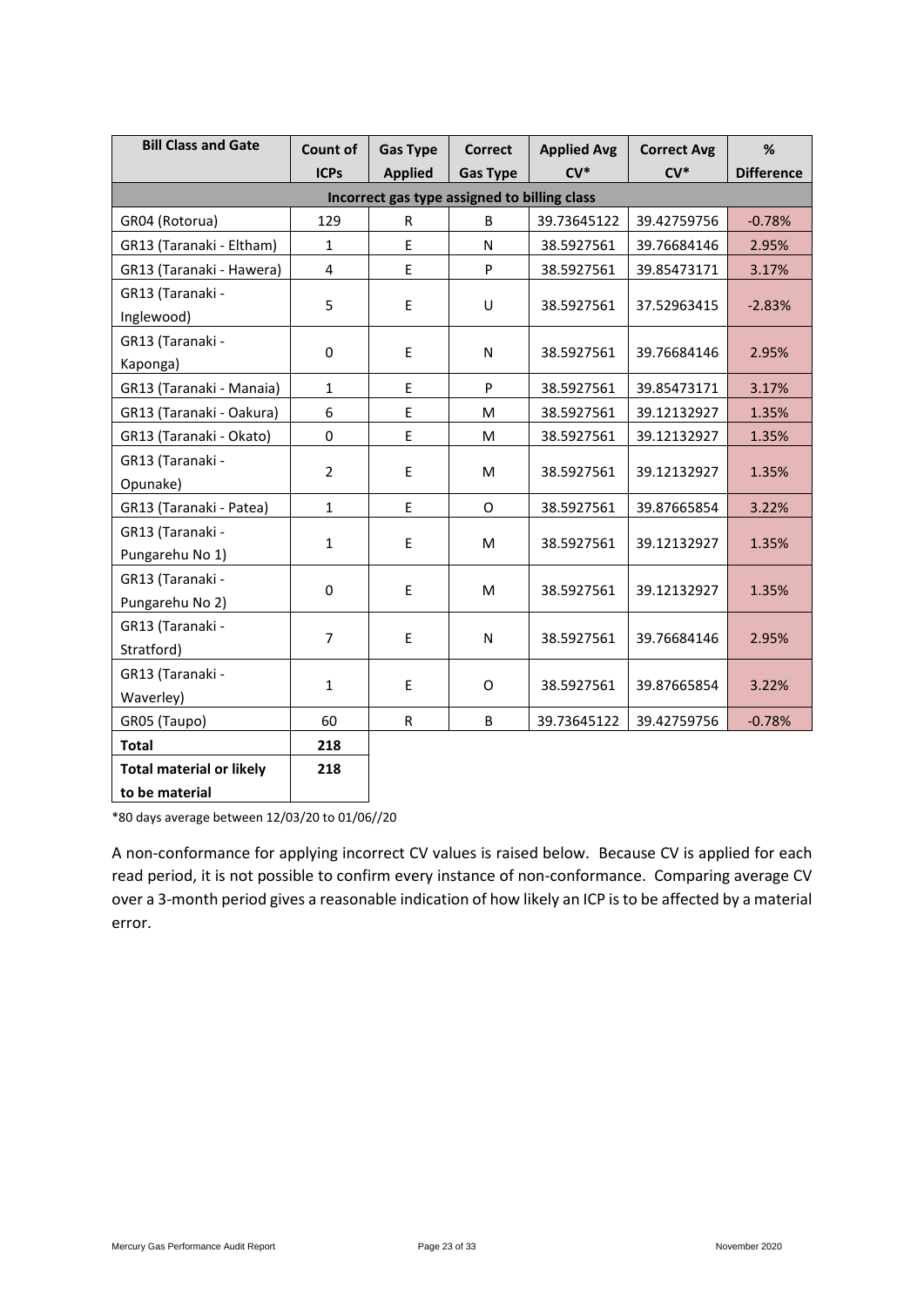| Bill Class and Gate | Count of ICPs | Gas Type Applied | Correct Gas Type | Applied Avg CV* | Correct Avg CV* | % Difference |
|---|---|---|---|---|---|---|
| **Incorrect gas type assigned to billing class** | | | | | | |
| GR04 (Rotorua) | 129 | R | B | 39.73645122 | 39.42759756 | -0.78% |
| GR13 (Taranaki - Eltham) | 1 | E | N | 38.5927561 | 39.76684146 | 2.95% |
| GR13 (Taranaki - Hawera) | 4 | E | P | 38.5927561 | 39.85473171 | 3.17% |
| GR13 (Taranaki - Inglewood) | 5 | E | U | 38.5927561 | 37.52963415 | -2.83% |
| GR13 (Taranaki - Kaponga) | 0 | E | N | 38.5927561 | 39.76684146 | 2.95% |
| GR13 (Taranaki - Manaia) | 1 | E | P | 38.5927561 | 39.85473171 | 3.17% |
| GR13 (Taranaki - Oakura) | 6 | E | M | 38.5927561 | 39.12132927 | 1.35% |
| GR13 (Taranaki - Okato) | 0 | E | M | 38.5927561 | 39.12132927 | 1.35% |
| GR13 (Taranaki - Opunake) | 2 | E | M | 38.5927561 | 39.12132927 | 1.35% |
| GR13 (Taranaki - Patea) | 1 | E | O | 38.5927561 | 39.87665854 | 3.22% |
| GR13 (Taranaki - Pungarehu No 1) | 1 | E | M | 38.5927561 | 39.12132927 | 1.35% |
| GR13 (Taranaki - Pungarehu No 2) | 0 | E | M | 38.5927561 | 39.12132927 | 1.35% |
| GR13 (Taranaki - Stratford) | 7 | E | N | 38.5927561 | 39.76684146 | 2.95% |
| GR13 (Taranaki - Waverley) | 1 | E | O | 38.5927561 | 39.87665854 | 3.22% |
| GR05 (Taupo) | 60 | R | B | 39.73645122 | 39.42759756 | -0.78% |
| **Total** | 218 | | | | | |
| **Total material or likely to be material** | 218 | | | | | |

*80 days average between 12/03/20 to 01/06//20

A non-conformance for applying incorrect CV values is raised below. Because CV is applied for each read period, it is not possible to confirm every instance of non-conformance. Comparing average CV over a 3-month period gives a reasonable indication of how likely an ICP is to be affected by a material error.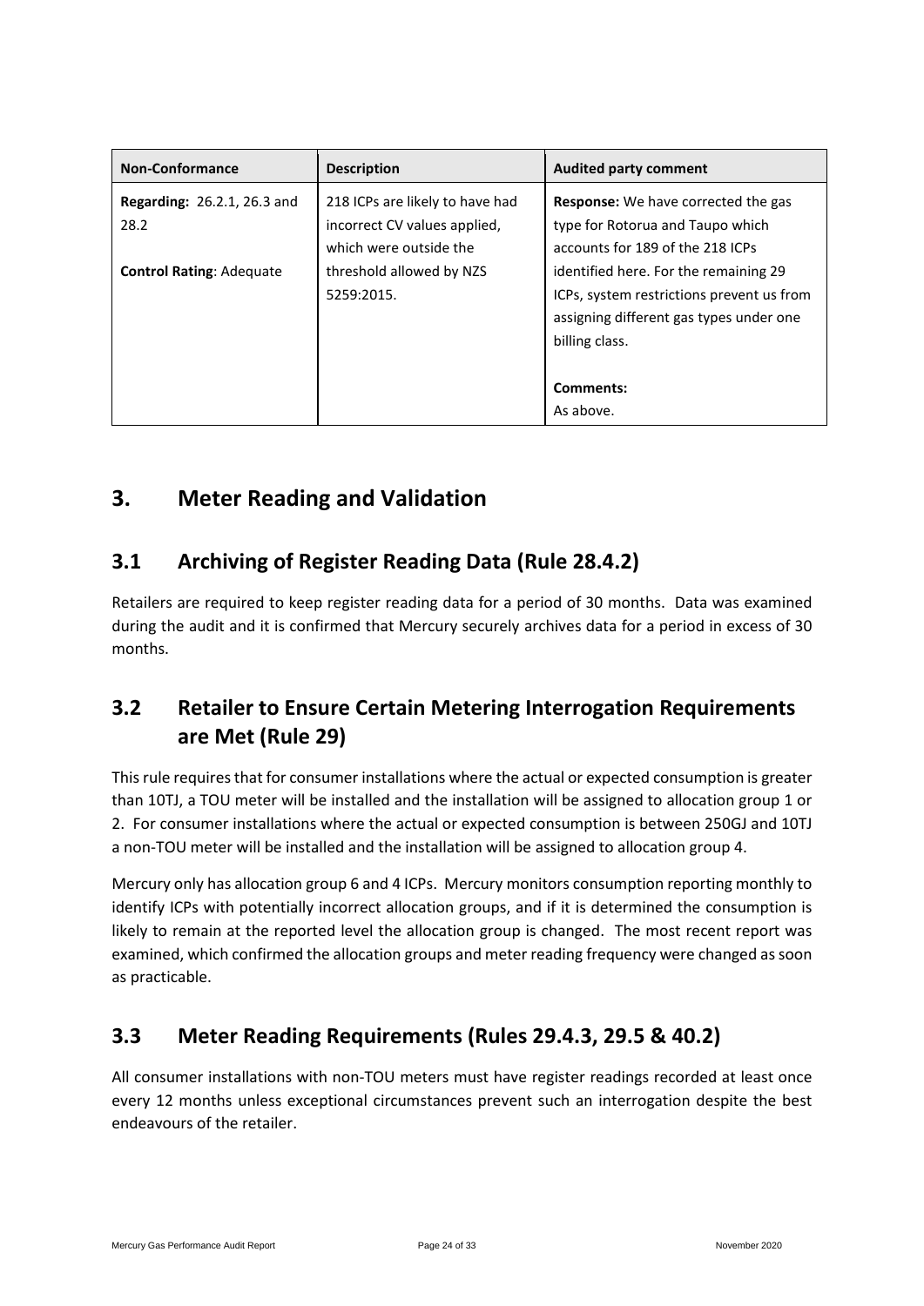| Non-Conformance | Description | Audited party comment |
| --- | --- | --- |
| **Regarding:** 26.2.1, 26.3 and 28.2<br><br>**Control Rating**: Adequate | 218 ICPs are likely to have had incorrect CV values applied, which were outside the threshold allowed by NZS 5259:2015. | **Response:** We have corrected the gas type for Rotorua and Taupo which accounts for 189 of the 218 ICPs identified here. For the remaining 29 ICPs, system restrictions prevent us from assigning different gas types under one billing class.<br><br>**Comments:**<br>As above. |

# 3. Meter Reading and Validation

## 3.1 Archiving of Register Reading Data (Rule 28.4.2)

Retailers are required to keep register reading data for a period of 30 months. Data was examined during the audit and it is confirmed that Mercury securely archives data for a period in excess of 30 months.

## 3.2 Retailer to Ensure Certain Metering Interrogation Requirements are Met (Rule 29)

This rule requires that for consumer installations where the actual or expected consumption is greater than 10TJ, a TOU meter will be installed and the installation will be assigned to allocation group 1 or 2. For consumer installations where the actual or expected consumption is between 250GJ and 10TJ a non-TOU meter will be installed and the installation will be assigned to allocation group 4.

Mercury only has allocation group 6 and 4 ICPs. Mercury monitors consumption reporting monthly to identify ICPs with potentially incorrect allocation groups, and if it is determined the consumption is likely to remain at the reported level the allocation group is changed. The most recent report was examined, which confirmed the allocation groups and meter reading frequency were changed as soon as practicable.

## 3.3 Meter Reading Requirements (Rules 29.4.3, 29.5 & 40.2)

All consumer installations with non-TOU meters must have register readings recorded at least once every 12 months unless exceptional circumstances prevent such an interrogation despite the best endeavours of the retailer.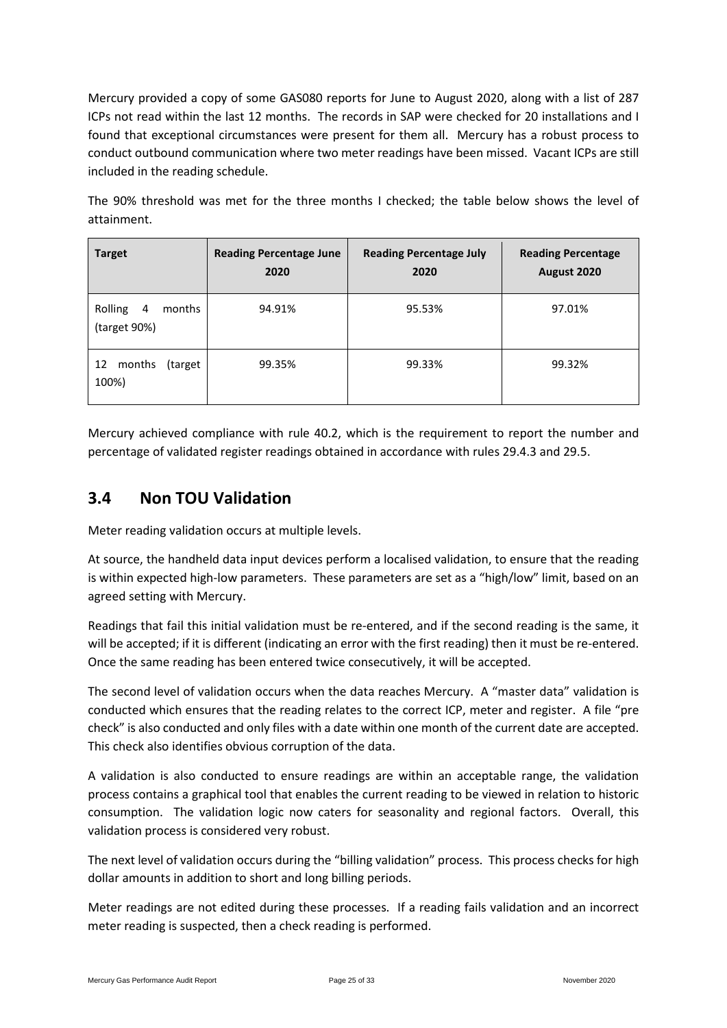Mercury provided a copy of some GAS080 reports for June to August 2020, along with a list of 287 ICPs not read within the last 12 months. The records in SAP were checked for 20 installations and I found that exceptional circumstances were present for them all. Mercury has a robust process to conduct outbound communication where two meter readings have been missed. Vacant ICPs are still included in the reading schedule.

The 90% threshold was met for the three months I checked; the table below shows the level of attainment.

| Target | Reading Percentage June 2020 | Reading Percentage July 2020 | Reading Percentage August 2020 |
|---|---|---|---|
| Rolling 4 months (target 90%) | 94.91% | 95.53% | 97.01% |
| 12 months (target 100%) | 99.35% | 99.33% | 99.32% |

Mercury achieved compliance with rule 40.2, which is the requirement to report the number and percentage of validated register readings obtained in accordance with rules 29.4.3 and 29.5.

## 3.4 Non TOU Validation

Meter reading validation occurs at multiple levels.

At source, the handheld data input devices perform a localised validation, to ensure that the reading is within expected high-low parameters. These parameters are set as a "high/low" limit, based on an agreed setting with Mercury.

Readings that fail this initial validation must be re-entered, and if the second reading is the same, it will be accepted; if it is different (indicating an error with the first reading) then it must be re-entered. Once the same reading has been entered twice consecutively, it will be accepted.

The second level of validation occurs when the data reaches Mercury. A "master data" validation is conducted which ensures that the reading relates to the correct ICP, meter and register. A file "pre check" is also conducted and only files with a date within one month of the current date are accepted. This check also identifies obvious corruption of the data.

A validation is also conducted to ensure readings are within an acceptable range, the validation process contains a graphical tool that enables the current reading to be viewed in relation to historic consumption. The validation logic now caters for seasonality and regional factors. Overall, this validation process is considered very robust.

The next level of validation occurs during the "billing validation" process. This process checks for high dollar amounts in addition to short and long billing periods.

Meter readings are not edited during these processes. If a reading fails validation and an incorrect meter reading is suspected, then a check reading is performed.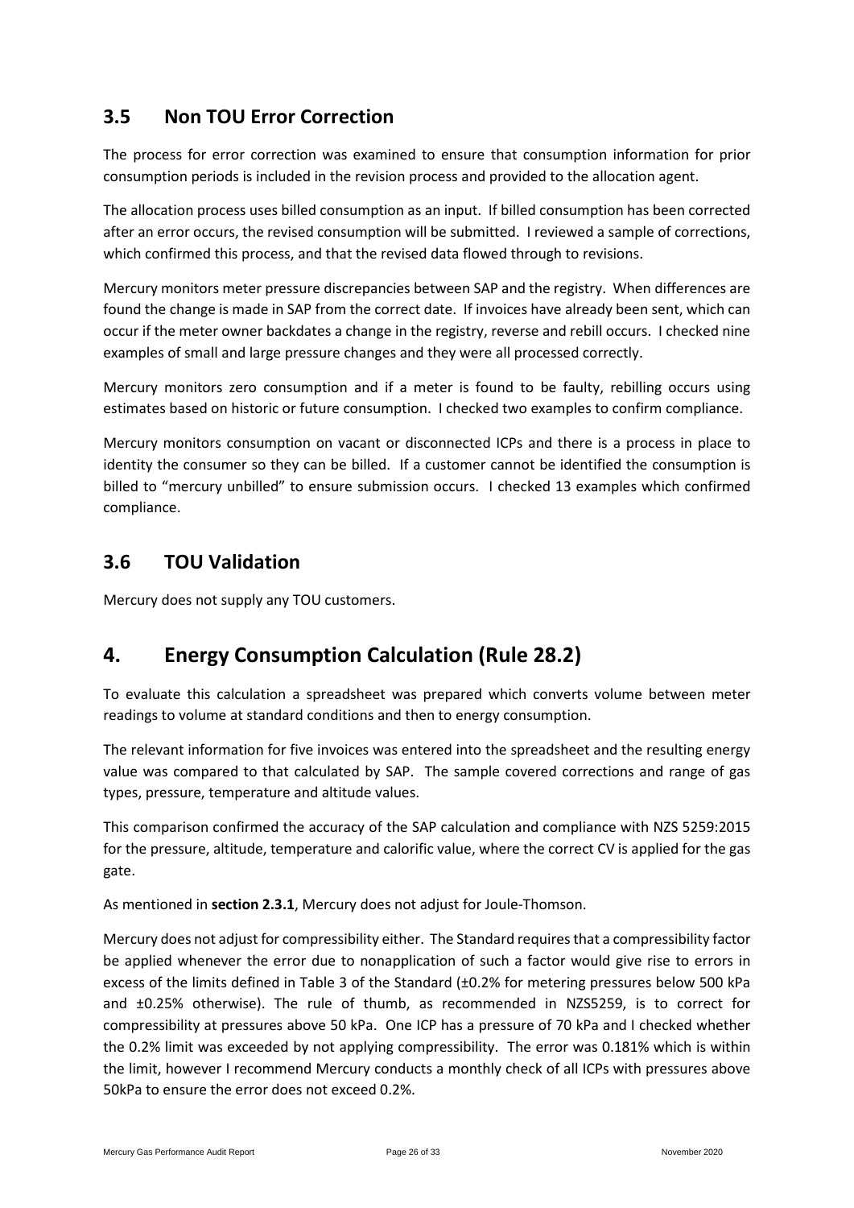## 3.5 Non TOU Error Correction

The process for error correction was examined to ensure that consumption information for prior consumption periods is included in the revision process and provided to the allocation agent.

The allocation process uses billed consumption as an input. If billed consumption has been corrected after an error occurs, the revised consumption will be submitted. I reviewed a sample of corrections, which confirmed this process, and that the revised data flowed through to revisions.

Mercury monitors meter pressure discrepancies between SAP and the registry. When differences are found the change is made in SAP from the correct date. If invoices have already been sent, which can occur if the meter owner backdates a change in the registry, reverse and rebill occurs. I checked nine examples of small and large pressure changes and they were all processed correctly.

Mercury monitors zero consumption and if a meter is found to be faulty, rebilling occurs using estimates based on historic or future consumption. I checked two examples to confirm compliance.

Mercury monitors consumption on vacant or disconnected ICPs and there is a process in place to identity the consumer so they can be billed. If a customer cannot be identified the consumption is billed to "mercury unbilled" to ensure submission occurs. I checked 13 examples which confirmed compliance.

## 3.6 TOU Validation

Mercury does not supply any TOU customers.

# 4. Energy Consumption Calculation (Rule 28.2)

To evaluate this calculation a spreadsheet was prepared which converts volume between meter readings to volume at standard conditions and then to energy consumption.

The relevant information for five invoices was entered into the spreadsheet and the resulting energy value was compared to that calculated by SAP. The sample covered corrections and range of gas types, pressure, temperature and altitude values.

This comparison confirmed the accuracy of the SAP calculation and compliance with NZS 5259:2015 for the pressure, altitude, temperature and calorific value, where the correct CV is applied for the gas gate.

As mentioned in **section 2.3.1**, Mercury does not adjust for Joule-Thomson.

Mercury does not adjust for compressibility either. The Standard requires that a compressibility factor be applied whenever the error due to nonapplication of such a factor would give rise to errors in excess of the limits defined in Table 3 of the Standard (±0.2% for metering pressures below 500 kPa and ±0.25% otherwise). The rule of thumb, as recommended in NZS5259, is to correct for compressibility at pressures above 50 kPa. One ICP has a pressure of 70 kPa and I checked whether the 0.2% limit was exceeded by not applying compressibility. The error was 0.181% which is within the limit, however I recommend Mercury conducts a monthly check of all ICPs with pressures above 50kPa to ensure the error does not exceed 0.2%.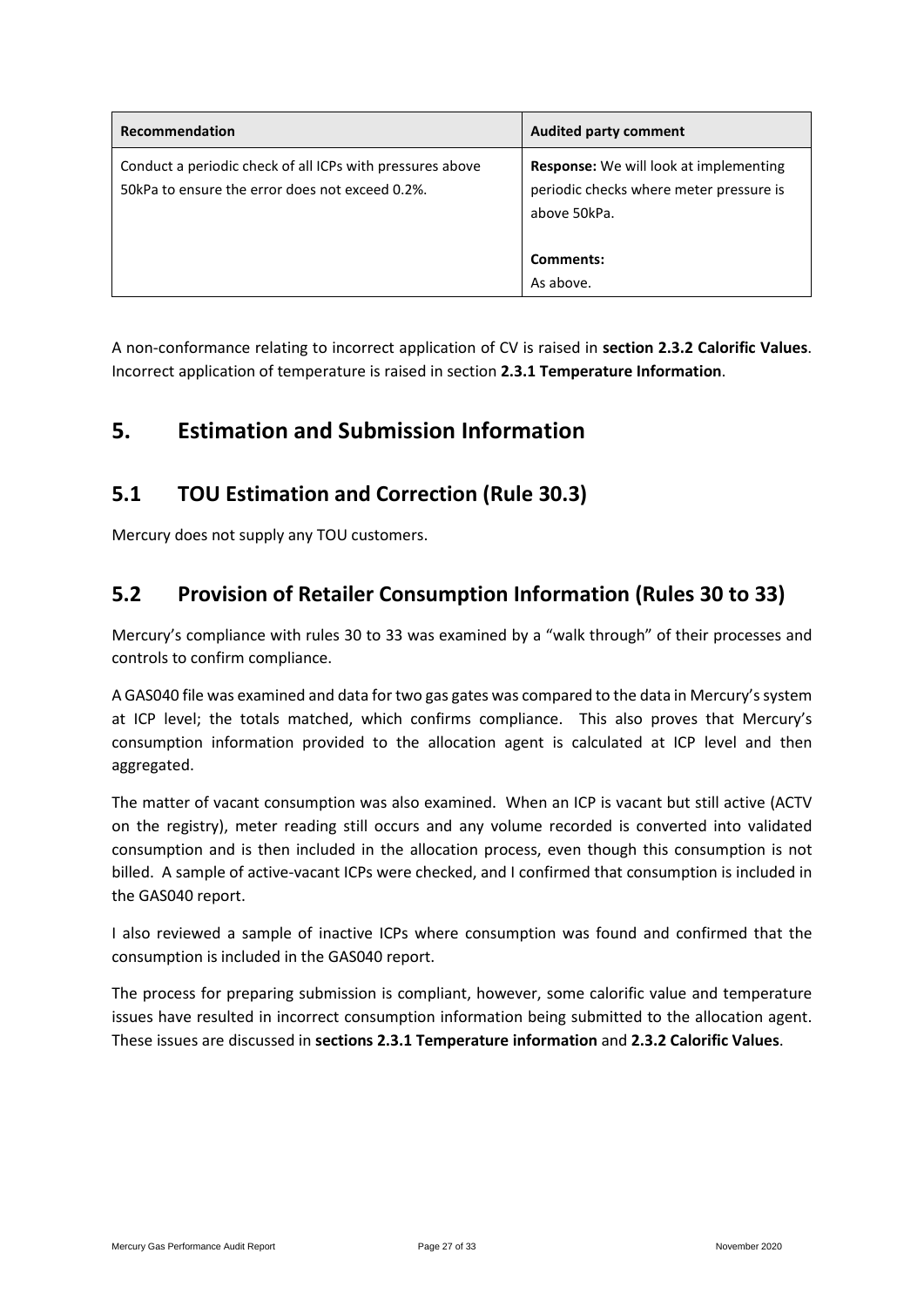| Recommendation | Audited party comment |
| --- | --- |
| Conduct a periodic check of all ICPs with pressures above 50kPa to ensure the error does not exceed 0.2%. | **Response:** We will look at implementing periodic checks where meter pressure is above 50kPa.<br><br>**Comments:**<br>As above. |

A non-conformance relating to incorrect application of CV is raised in **section 2.3.2 Calorific Values**. Incorrect application of temperature is raised in section **2.3.1 Temperature Information**.

# 5. Estimation and Submission Information

## 5.1 TOU Estimation and Correction (Rule 30.3)

Mercury does not supply any TOU customers.

## 5.2 Provision of Retailer Consumption Information (Rules 30 to 33)

Mercury's compliance with rules 30 to 33 was examined by a "walk through" of their processes and controls to confirm compliance.

A GAS040 file was examined and data for two gas gates was compared to the data in Mercury's system at ICP level; the totals matched, which confirms compliance. This also proves that Mercury's consumption information provided to the allocation agent is calculated at ICP level and then aggregated.

The matter of vacant consumption was also examined. When an ICP is vacant but still active (ACTV on the registry), meter reading still occurs and any volume recorded is converted into validated consumption and is then included in the allocation process, even though this consumption is not billed. A sample of active-vacant ICPs were checked, and I confirmed that consumption is included in the GAS040 report.

I also reviewed a sample of inactive ICPs where consumption was found and confirmed that the consumption is included in the GAS040 report.

The process for preparing submission is compliant, however, some calorific value and temperature issues have resulted in incorrect consumption information being submitted to the allocation agent. These issues are discussed in **sections 2.3.1 Temperature information** and **2.3.2 Calorific Values**.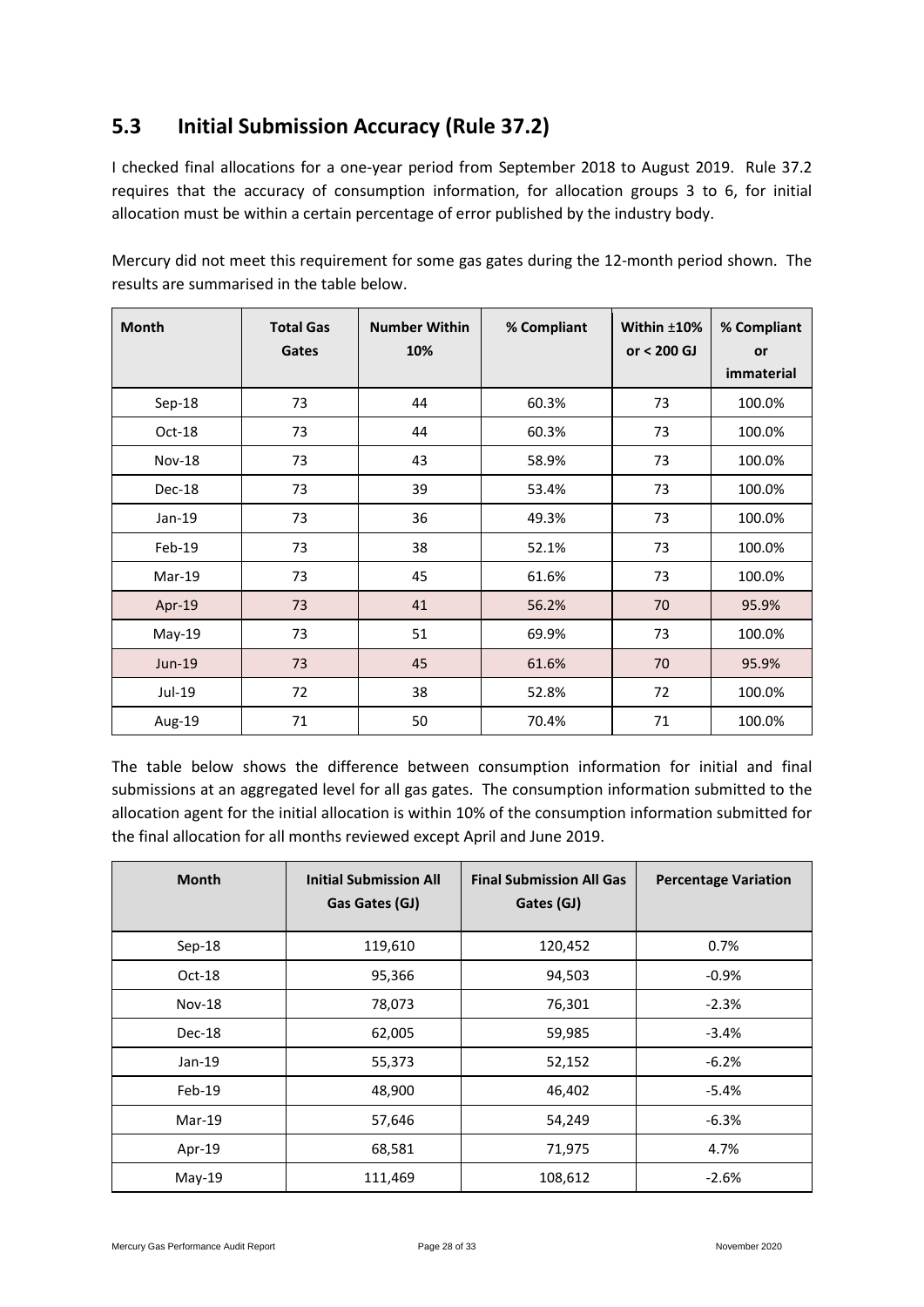## 5.3 Initial Submission Accuracy (Rule 37.2)

I checked final allocations for a one-year period from September 2018 to August 2019. Rule 37.2 requires that the accuracy of consumption information, for allocation groups 3 to 6, for initial allocation must be within a certain percentage of error published by the industry body.

Mercury did not meet this requirement for some gas gates during the 12-month period shown. The results are summarised in the table below.

| Month | Total Gas Gates | Number Within 10% | % Compliant | Within ±10% or < 200 GJ | % Compliant or immaterial |
|---|---|---|---|---|---|
| Sep-18 | 73 | 44 | 60.3% | 73 | 100.0% |
| Oct-18 | 73 | 44 | 60.3% | 73 | 100.0% |
| Nov-18 | 73 | 43 | 58.9% | 73 | 100.0% |
| Dec-18 | 73 | 39 | 53.4% | 73 | 100.0% |
| Jan-19 | 73 | 36 | 49.3% | 73 | 100.0% |
| Feb-19 | 73 | 38 | 52.1% | 73 | 100.0% |
| Mar-19 | 73 | 45 | 61.6% | 73 | 100.0% |
| Apr-19 | 73 | 41 | 56.2% | 70 | 95.9% |
| May-19 | 73 | 51 | 69.9% | 73 | 100.0% |
| Jun-19 | 73 | 45 | 61.6% | 70 | 95.9% |
| Jul-19 | 72 | 38 | 52.8% | 72 | 100.0% |
| Aug-19 | 71 | 50 | 70.4% | 71 | 100.0% |

The table below shows the difference between consumption information for initial and final submissions at an aggregated level for all gas gates. The consumption information submitted to the allocation agent for the initial allocation is within 10% of the consumption information submitted for the final allocation for all months reviewed except April and June 2019.

| Month | Initial Submission All Gas Gates (GJ) | Final Submission All Gas Gates (GJ) | Percentage Variation |
|---|---|---|---|
| Sep-18 | 119,610 | 120,452 | 0.7% |
| Oct-18 | 95,366 | 94,503 | -0.9% |
| Nov-18 | 78,073 | 76,301 | -2.3% |
| Dec-18 | 62,005 | 59,985 | -3.4% |
| Jan-19 | 55,373 | 52,152 | -6.2% |
| Feb-19 | 48,900 | 46,402 | -5.4% |
| Mar-19 | 57,646 | 54,249 | -6.3% |
| Apr-19 | 68,581 | 71,975 | 4.7% |
| May-19 | 111,469 | 108,612 | -2.6% |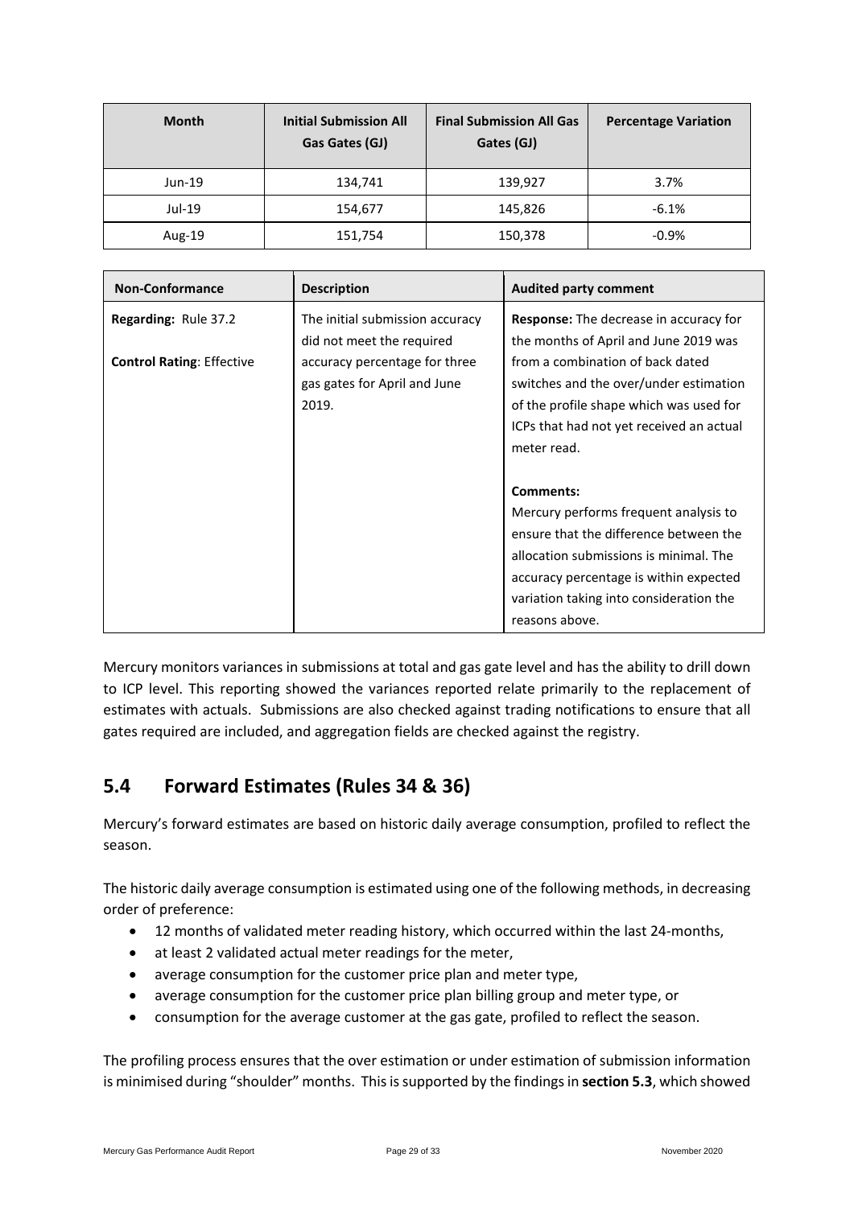| Month | Initial Submission All Gas Gates (GJ) | Final Submission All Gas Gates (GJ) | Percentage Variation |
|---|---|---|---|
| Jun-19 | 134,741 | 139,927 | 3.7% |
| Jul-19 | 154,677 | 145,826 | -6.1% |
| Aug-19 | 151,754 | 150,378 | -0.9% |

| Non-Conformance | Description | Audited party comment |
|---|---|---|
| **Regarding:** Rule 37.2<br><br>**Control Rating**: Effective | The initial submission accuracy did not meet the required accuracy percentage for three gas gates for April and June 2019. | **Response:** The decrease in accuracy for the months of April and June 2019 was from a combination of back dated switches and the over/under estimation of the profile shape which was used for ICPs that had not yet received an actual meter read.<br><br>**Comments:**<br>Mercury performs frequent analysis to ensure that the difference between the allocation submissions is minimal. The accuracy percentage is within expected variation taking into consideration the reasons above. |

Mercury monitors variances in submissions at total and gas gate level and has the ability to drill down to ICP level. This reporting showed the variances reported relate primarily to the replacement of estimates with actuals. Submissions are also checked against trading notifications to ensure that all gates required are included, and aggregation fields are checked against the registry.

## 5.4 Forward Estimates (Rules 34 & 36)

Mercury's forward estimates are based on historic daily average consumption, profiled to reflect the season.

The historic daily average consumption is estimated using one of the following methods, in decreasing order of preference:

- 12 months of validated meter reading history, which occurred within the last 24-months,
- at least 2 validated actual meter readings for the meter,
- average consumption for the customer price plan and meter type,
- average consumption for the customer price plan billing group and meter type, or
- consumption for the average customer at the gas gate, profiled to reflect the season.

The profiling process ensures that the over estimation or under estimation of submission information is minimised during "shoulder" months. This is supported by the findings in **section 5.3**, which showed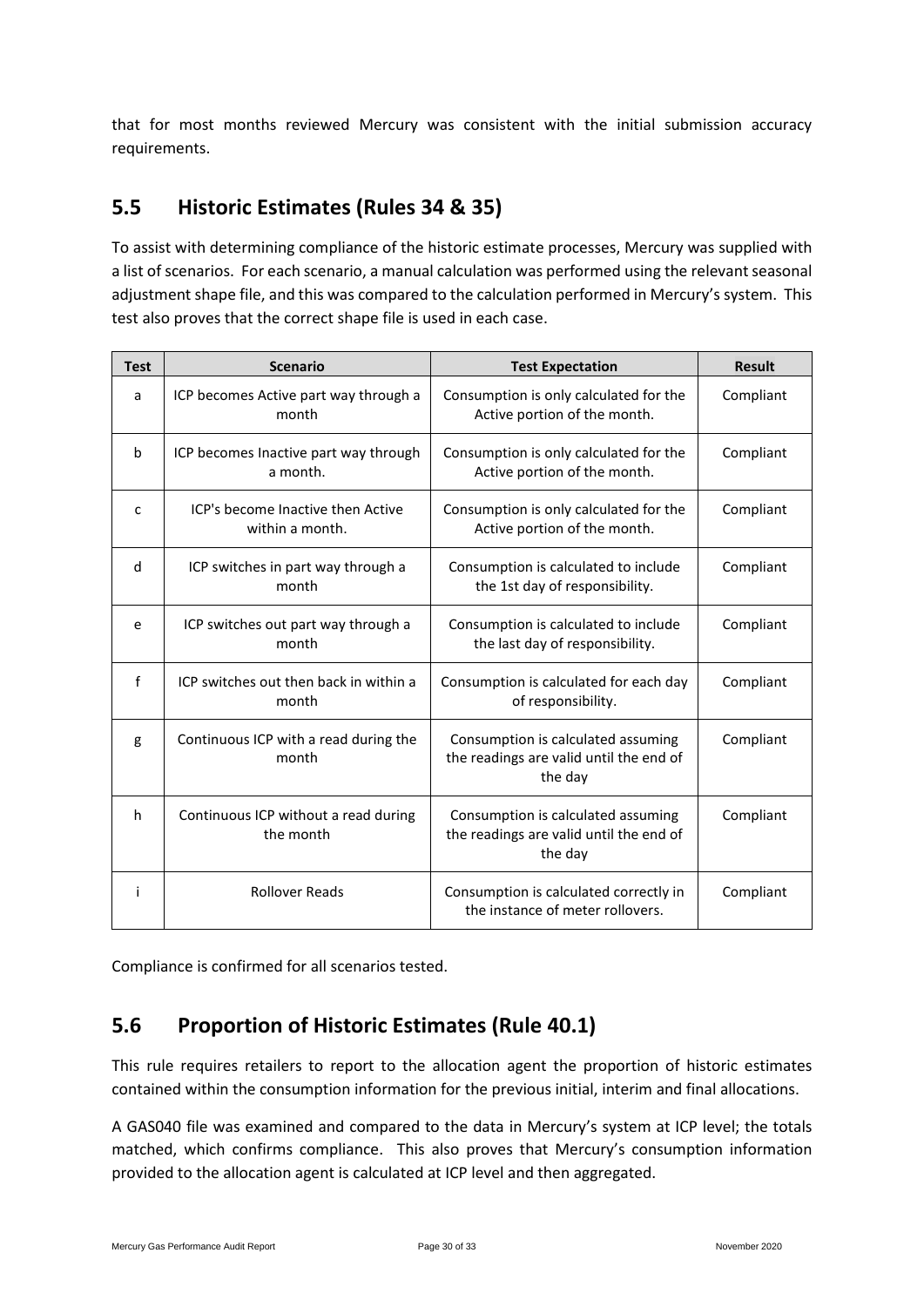that for most months reviewed Mercury was consistent with the initial submission accuracy requirements.

## 5.5 Historic Estimates (Rules 34 & 35)

To assist with determining compliance of the historic estimate processes, Mercury was supplied with a list of scenarios. For each scenario, a manual calculation was performed using the relevant seasonal adjustment shape file, and this was compared to the calculation performed in Mercury's system. This test also proves that the correct shape file is used in each case.

| Test | Scenario | Test Expectation | Result |
|---|---|---|---|
| a | ICP becomes Active part way through a month | Consumption is only calculated for the Active portion of the month. | Compliant |
| b | ICP becomes Inactive part way through a month. | Consumption is only calculated for the Active portion of the month. | Compliant |
| c | ICP's become Inactive then Active within a month. | Consumption is only calculated for the Active portion of the month. | Compliant |
| d | ICP switches in part way through a month | Consumption is calculated to include the 1st day of responsibility. | Compliant |
| e | ICP switches out part way through a month | Consumption is calculated to include the last day of responsibility. | Compliant |
| f | ICP switches out then back in within a month | Consumption is calculated for each day of responsibility. | Compliant |
| g | Continuous ICP with a read during the month | Consumption is calculated assuming the readings are valid until the end of the day | Compliant |
| h | Continuous ICP without a read during the month | Consumption is calculated assuming the readings are valid until the end of the day | Compliant |
| i | Rollover Reads | Consumption is calculated correctly in the instance of meter rollovers. | Compliant |

Compliance is confirmed for all scenarios tested.

## 5.6 Proportion of Historic Estimates (Rule 40.1)

This rule requires retailers to report to the allocation agent the proportion of historic estimates contained within the consumption information for the previous initial, interim and final allocations.

A GAS040 file was examined and compared to the data in Mercury's system at ICP level; the totals matched, which confirms compliance. This also proves that Mercury's consumption information provided to the allocation agent is calculated at ICP level and then aggregated.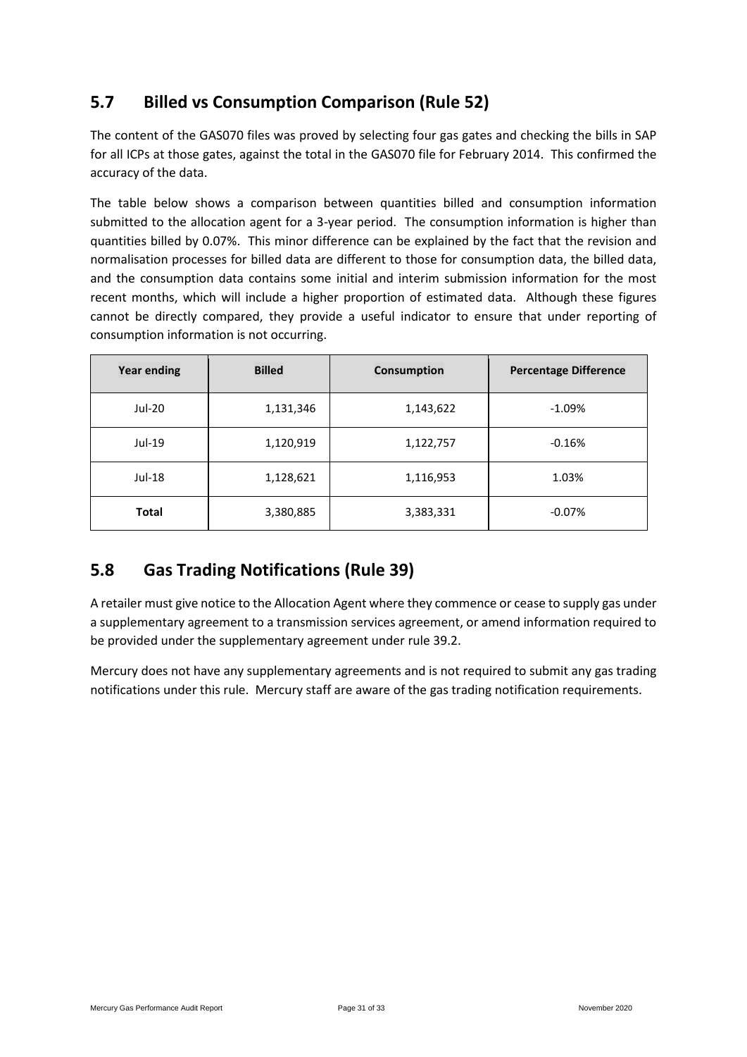## 5.7 Billed vs Consumption Comparison (Rule 52)

The content of the GAS070 files was proved by selecting four gas gates and checking the bills in SAP for all ICPs at those gates, against the total in the GAS070 file for February 2014. This confirmed the accuracy of the data.

The table below shows a comparison between quantities billed and consumption information submitted to the allocation agent for a 3-year period. The consumption information is higher than quantities billed by 0.07%. This minor difference can be explained by the fact that the revision and normalisation processes for billed data are different to those for consumption data, the billed data, and the consumption data contains some initial and interim submission information for the most recent months, which will include a higher proportion of estimated data. Although these figures cannot be directly compared, they provide a useful indicator to ensure that under reporting of consumption information is not occurring.

| Year ending | Billed | Consumption | Percentage Difference |
|---|---|---|---|
| Jul-20 | 1,131,346 | 1,143,622 | -1.09% |
| Jul-19 | 1,120,919 | 1,122,757 | -0.16% |
| Jul-18 | 1,128,621 | 1,116,953 | 1.03% |
| **Total** | 3,380,885 | 3,383,331 | -0.07% |

## 5.8 Gas Trading Notifications (Rule 39)

A retailer must give notice to the Allocation Agent where they commence or cease to supply gas under a supplementary agreement to a transmission services agreement, or amend information required to be provided under the supplementary agreement under rule 39.2.

Mercury does not have any supplementary agreements and is not required to submit any gas trading notifications under this rule. Mercury staff are aware of the gas trading notification requirements.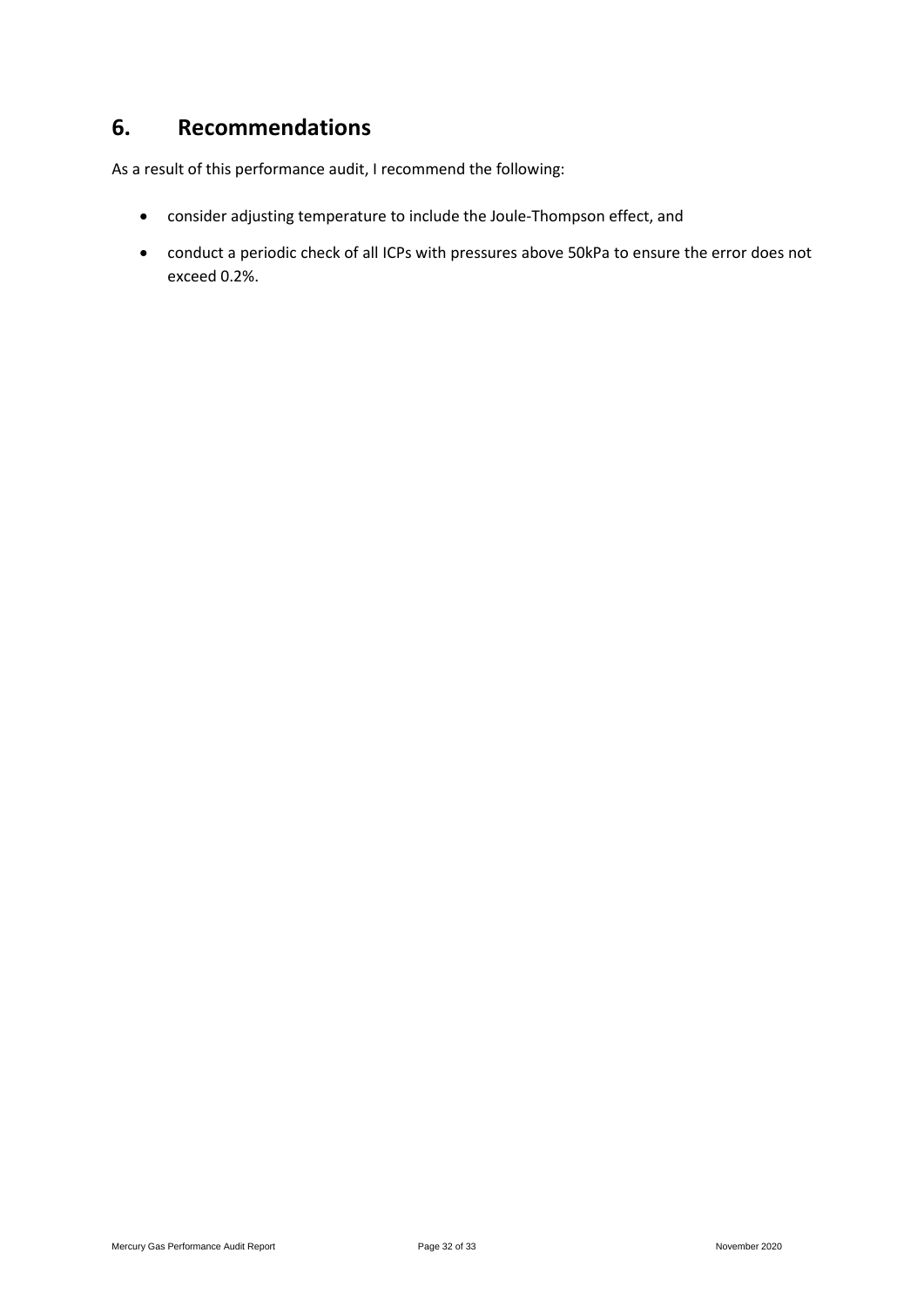# 6. Recommendations

As a result of this performance audit, I recommend the following:

- consider adjusting temperature to include the Joule-Thompson effect, and
- conduct a periodic check of all ICPs with pressures above 50kPa to ensure the error does not exceed 0.2%.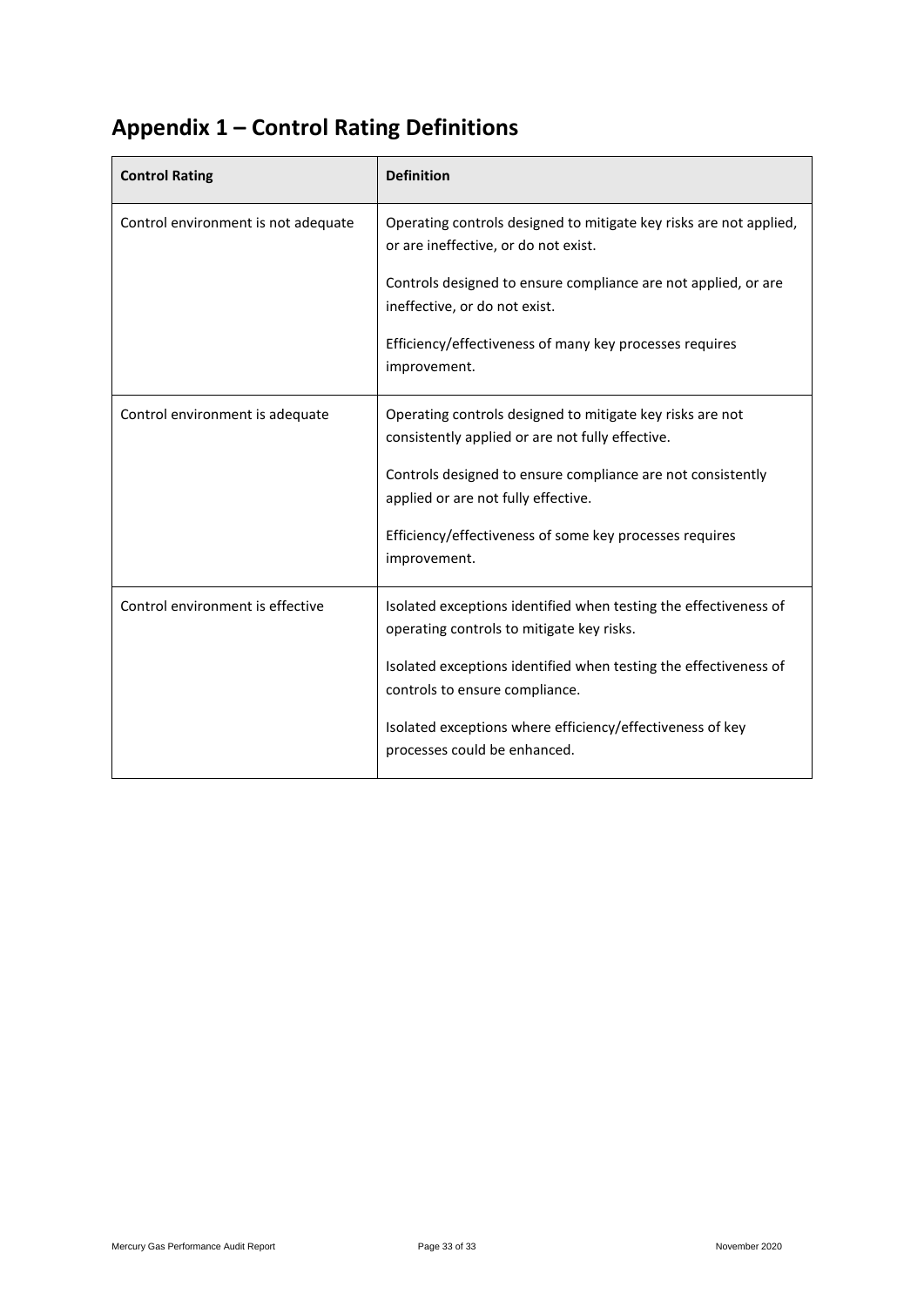# Appendix 1 – Control Rating Definitions

| Control Rating | Definition |
|---|---|
| Control environment is not adequate | Operating controls designed to mitigate key risks are not applied, or are ineffective, or do not exist.<br><br>Controls designed to ensure compliance are not applied, or are ineffective, or do not exist.<br><br>Efficiency/effectiveness of many key processes requires improvement. |
| Control environment is adequate | Operating controls designed to mitigate key risks are not consistently applied or are not fully effective.<br><br>Controls designed to ensure compliance are not consistently applied or are not fully effective.<br><br>Efficiency/effectiveness of some key processes requires improvement. |
| Control environment is effective | Isolated exceptions identified when testing the effectiveness of operating controls to mitigate key risks.<br><br>Isolated exceptions identified when testing the effectiveness of controls to ensure compliance.<br><br>Isolated exceptions where efficiency/effectiveness of key processes could be enhanced. |